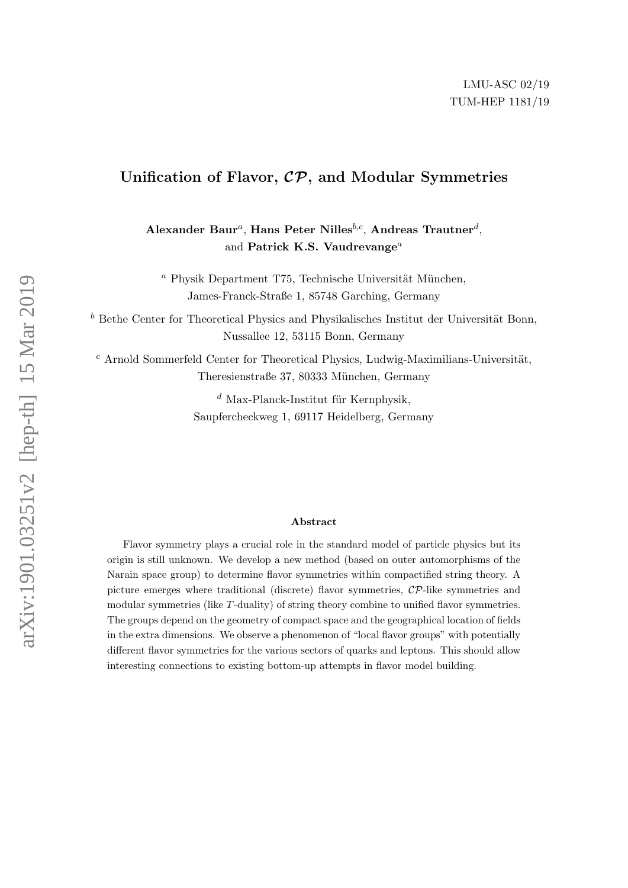LMU-ASC 02/19

TUM-HEP 1181/19

# Unification of Flavor, $\mathcal{CP}$, and Modular Symmetries

**Alexander Baur**[a], **Hans Peter Nilles**[b,c], **Andreas Trautner**[d], and **Patrick K.S. Vaudrevange**[a]

[a] Physik Department T75, Technische Universität München, James-Franck-Straße 1, 85748 Garching, Germany

[b] Bethe Center for Theoretical Physics and Physikalisches Institut der Universität Bonn, Nussallee 12, 53115 Bonn, Germany

[c] Arnold Sommerfeld Center for Theoretical Physics, Ludwig-Maximilians-Universität, Theresienstraße 37, 80333 München, Germany

[d] Max-Planck-Institut für Kernphysik, Saupfercheckweg 1, 69117 Heidelberg, Germany

## Abstract

Flavor symmetry plays a crucial role in the standard model of particle physics but its origin is still unknown. We develop a new method (based on outer automorphisms of the Narain space group) to determine flavor symmetries within compactified string theory. A picture emerges where traditional (discrete) flavor symmetries, $\mathcal{CP}$-like symmetries and modular symmetries (like $T$-duality) of string theory combine to unified flavor symmetries. The groups depend on the geometry of compact space and the geographical location of fields in the extra dimensions. We observe a phenomenon of "local flavor groups" with potentially different flavor symmetries for the various sectors of quarks and leptons. This should allow interesting connections to existing bottom-up attempts in flavor model building.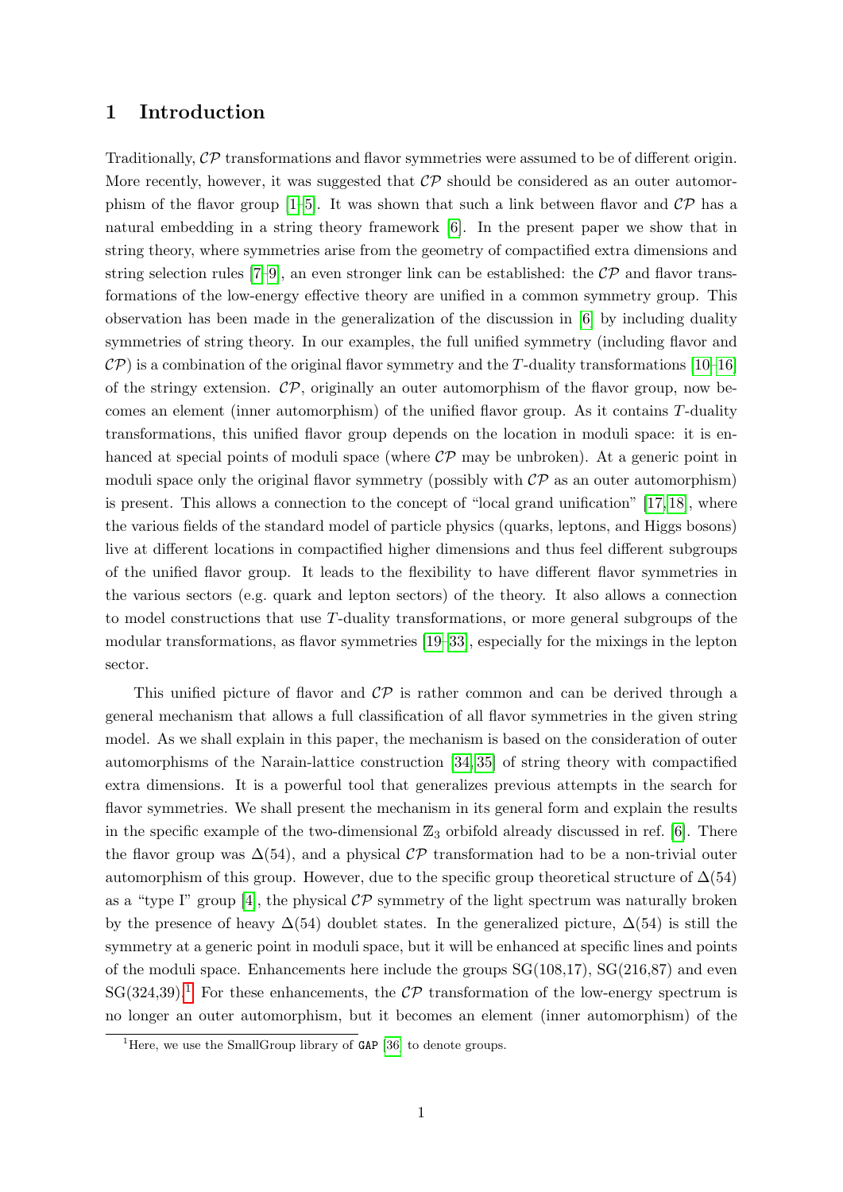# 1 Introduction

Traditionally, $\mathcal{CP}$ transformations and flavor symmetries were assumed to be of different origin. More recently, however, it was suggested that $\mathcal{CP}$ should be considered as an outer automorphism of the flavor group [1–5]. It was shown that such a link between flavor and $\mathcal{CP}$ has a natural embedding in a string theory framework [6]. In the present paper we show that in string theory, where symmetries arise from the geometry of compactified extra dimensions and string selection rules [7–9], an even stronger link can be established: the $\mathcal{CP}$ and flavor transformations of the low-energy effective theory are unified in a common symmetry group. This observation has been made in the generalization of the discussion in [6] by including duality symmetries of string theory. In our examples, the full unified symmetry (including flavor and $\mathcal{CP}$) is a combination of the original flavor symmetry and the $T$-duality transformations [10–16] of the stringy extension. $\mathcal{CP}$, originally an outer automorphism of the flavor group, now becomes an element (inner automorphism) of the unified flavor group. As it contains $T$-duality transformations, this unified flavor group depends on the location in moduli space: it is enhanced at special points of moduli space (where $\mathcal{CP}$ may be unbroken). At a generic point in moduli space only the original flavor symmetry (possibly with $\mathcal{CP}$ as an outer automorphism) is present. This allows a connection to the concept of "local grand unification" [17, 18], where the various fields of the standard model of particle physics (quarks, leptons, and Higgs bosons) live at different locations in compactified higher dimensions and thus feel different subgroups of the unified flavor group. It leads to the flexibility to have different flavor symmetries in the various sectors (e.g. quark and lepton sectors) of the theory. It also allows a connection to model constructions that use $T$-duality transformations, or more general subgroups of the modular transformations, as flavor symmetries [19–33], especially for the mixings in the lepton sector.

This unified picture of flavor and $\mathcal{CP}$ is rather common and can be derived through a general mechanism that allows a full classification of all flavor symmetries in the given string model. As we shall explain in this paper, the mechanism is based on the consideration of outer automorphisms of the Narain-lattice construction [34, 35] of string theory with compactified extra dimensions. It is a powerful tool that generalizes previous attempts in the search for flavor symmetries. We shall present the mechanism in its general form and explain the results in the specific example of the two-dimensional $\mathbb{Z}_3$ orbifold already discussed in ref. [6]. There the flavor group was $\Delta(54)$, and a physical $\mathcal{CP}$ transformation had to be a non-trivial outer automorphism of this group. However, due to the specific group theoretical structure of $\Delta(54)$ as a "type I" group [4], the physical $\mathcal{CP}$ symmetry of the light spectrum was naturally broken by the presence of heavy $\Delta(54)$ doublet states. In the generalized picture, $\Delta(54)$ is still the symmetry at a generic point in moduli space, but it will be enhanced at specific lines and points of the moduli space. Enhancements here include the groups SG(108,17), SG(216,87) and even SG(324,39).[1] For these enhancements, the $\mathcal{CP}$ transformation of the low-energy spectrum is no longer an outer automorphism, but it becomes an element (inner automorphism) of the

[1] Here, we use the SmallGroup library of `GAP` [36] to denote groups.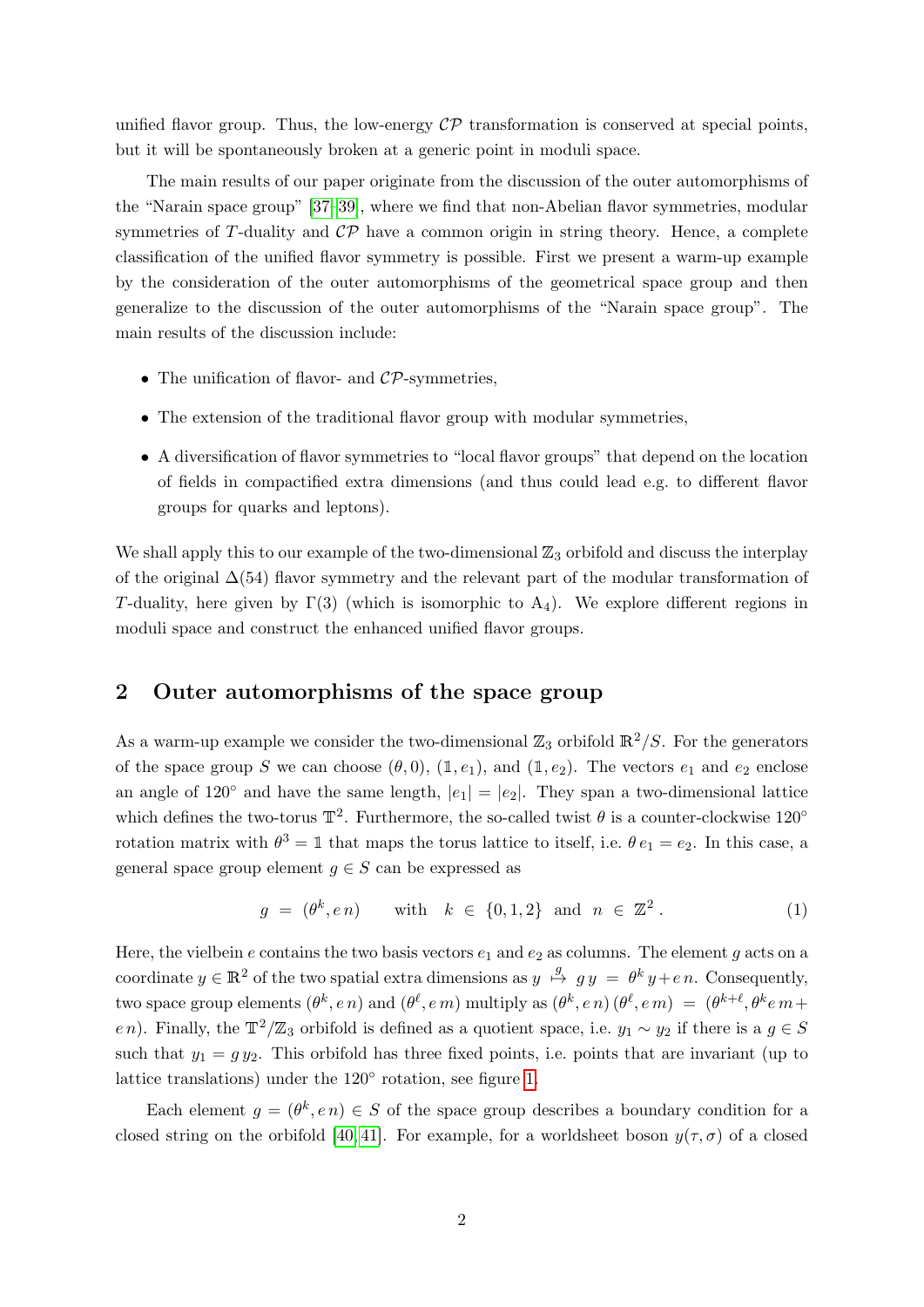unified flavor group. Thus, the low-energy $\mathcal{CP}$ transformation is conserved at special points, but it will be spontaneously broken at a generic point in moduli space.

The main results of our paper originate from the discussion of the outer automorphisms of the "Narain space group" [37–39], where we find that non-Abelian flavor symmetries, modular symmetries of $T$-duality and $\mathcal{CP}$ have a common origin in string theory. Hence, a complete classification of the unified flavor symmetry is possible. First we present a warm-up example by the consideration of the outer automorphisms of the geometrical space group and then generalize to the discussion of the outer automorphisms of the "Narain space group". The main results of the discussion include:

- The unification of flavor- and $\mathcal{CP}$-symmetries,
- The extension of the traditional flavor group with modular symmetries,
- A diversification of flavor symmetries to "local flavor groups" that depend on the location of fields in compactified extra dimensions (and thus could lead e.g. to different flavor groups for quarks and leptons).

We shall apply this to our example of the two-dimensional $\mathbb{Z}_3$ orbifold and discuss the interplay of the original $\Delta(54)$ flavor symmetry and the relevant part of the modular transformation of $T$-duality, here given by $\Gamma(3)$ (which is isomorphic to $\mathrm{A}_4$). We explore different regions in moduli space and construct the enhanced unified flavor groups.

## 2 Outer automorphisms of the space group

As a warm-up example we consider the two-dimensional $\mathbb{Z}_3$ orbifold $\mathbb{R}^2/S$. For the generators of the space group $S$ we can choose $(\theta, 0)$, $(\mathbb{1}, e_1)$, and $(\mathbb{1}, e_2)$. The vectors $e_1$ and $e_2$ enclose an angle of 120° and have the same length, $|e_1| = |e_2|$. They span a two-dimensional lattice which defines the two-torus $\mathbb{T}^2$. Furthermore, the so-called twist $\theta$ is a counter-clockwise 120° rotation matrix with $\theta^3 = \mathbb{1}$ that maps the torus lattice to itself, i.e. $\theta\, e_1 = e_2$. In this case, a general space group element $g \in S$ can be expressed as

$$g \;=\; (\theta^k, e\,n) \qquad \text{with} \quad k \;\in\; \{0,1,2\} \;\; \text{and} \;\; n \;\in\; \mathbb{Z}^2\,. \tag{1}$$

Here, the vielbein $e$ contains the two basis vectors $e_1$ and $e_2$ as columns. The element $g$ acts on a coordinate $y \in \mathbb{R}^2$ of the two spatial extra dimensions as $y \;\overset{g}{\mapsto}\; g\,y \;=\; \theta^k\,y + e\,n$. Consequently, two space group elements $(\theta^k, e\,n)$ and $(\theta^\ell, e\,m)$ multiply as $(\theta^k, e\,n)\,(\theta^\ell, e\,m) \;=\; (\theta^{k+\ell}, \theta^k e\,m + e\,n)$. Finally, the $\mathbb{T}^2/\mathbb{Z}_3$ orbifold is defined as a quotient space, i.e. $y_1 \sim y_2$ if there is a $g \in S$ such that $y_1 = g\,y_2$. This orbifold has three fixed points, i.e. points that are invariant (up to lattice translations) under the 120° rotation, see figure 1.

Each element $g = (\theta^k, e\,n) \in S$ of the space group describes a boundary condition for a closed string on the orbifold [40, 41]. For example, for a worldsheet boson $y(\tau, \sigma)$ of a closed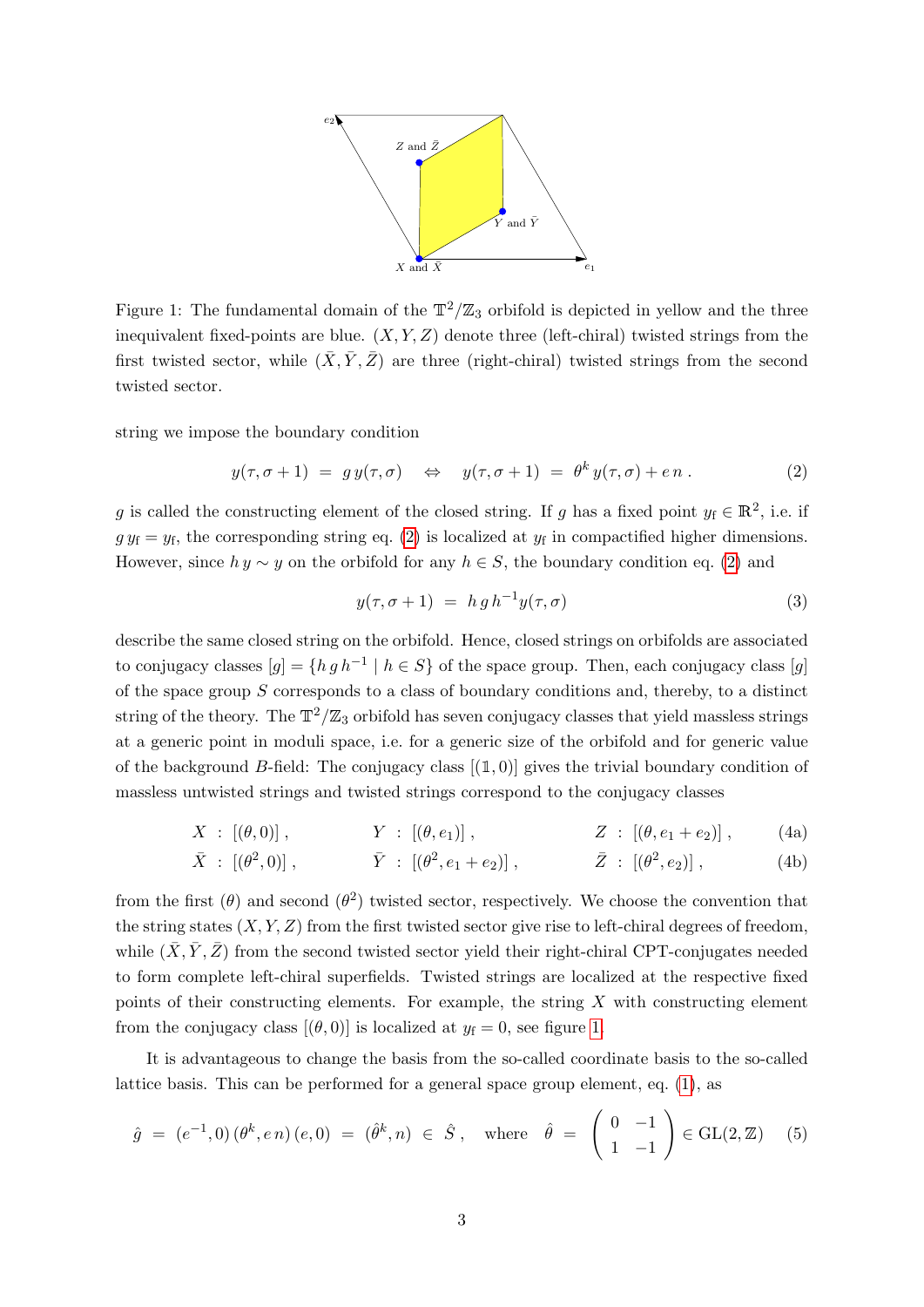Figure 1: The fundamental domain of the $\mathbb{T}^2/\mathbb{Z}_3$ orbifold is depicted in yellow and the three inequivalent fixed-points are blue. $(X, Y, Z)$ denote three (left-chiral) twisted strings from the first twisted sector, while $(\bar{X}, \bar{Y}, \bar{Z})$ are three (right-chiral) twisted strings from the second twisted sector.

string we impose the boundary condition

$$y(\tau, \sigma + 1) \;=\; g\, y(\tau, \sigma) \quad \Leftrightarrow \quad y(\tau, \sigma + 1) \;=\; \theta^k\, y(\tau, \sigma) + e\, n\;. \tag{2}$$

$g$ is called the constructing element of the closed string. If $g$ has a fixed point $y_{\mathrm{f}} \in \mathbb{R}^2$, i.e. if $g\, y_{\mathrm{f}} = y_{\mathrm{f}}$, the corresponding string eq. (2) is localized at $y_{\mathrm{f}}$ in compactified higher dimensions. However, since $h\, y \sim y$ on the orbifold for any $h \in S$, the boundary condition eq. (2) and

$$y(\tau, \sigma + 1) \;=\; h\, g\, h^{-1} y(\tau, \sigma) \tag{3}$$

describe the same closed string on the orbifold. Hence, closed strings on orbifolds are associated to conjugacy classes $[g] = \{h\, g\, h^{-1} \mid h \in S\}$ of the space group. Then, each conjugacy class $[g]$ of the space group $S$ corresponds to a class of boundary conditions and, thereby, to a distinct string of the theory. The $\mathbb{T}^2/\mathbb{Z}_3$ orbifold has seven conjugacy classes that yield massless strings at a generic point in moduli space, i.e. for a generic size of the orbifold and for generic value of the background $B$-field: The conjugacy class $[(\mathbb{1}, 0)]$ gives the trivial boundary condition of massless untwisted strings and twisted strings correspond to the conjugacy classes

$$X \;:\; [(\theta, 0)]\,, \qquad\qquad Y \;:\; [(\theta, e_1)]\,, \qquad\qquad Z \;:\; [(\theta, e_1 + e_2)]\,, \tag{4a}$$

$$\bar{X} \;:\; [(\theta^2, 0)]\,, \qquad\qquad \bar{Y} \;:\; [(\theta^2, e_1 + e_2)]\,, \qquad\qquad \bar{Z} \;:\; [(\theta^2, e_2)]\,, \tag{4b}$$

from the first $(\theta)$ and second $(\theta^2)$ twisted sector, respectively. We choose the convention that the string states $(X, Y, Z)$ from the first twisted sector give rise to left-chiral degrees of freedom, while $(\bar{X}, \bar{Y}, \bar{Z})$ from the second twisted sector yield their right-chiral CPT-conjugates needed to form complete left-chiral superfields. Twisted strings are localized at the respective fixed points of their constructing elements. For example, the string $X$ with constructing element from the conjugacy class $[(\theta, 0)]$ is localized at $y_{\mathrm{f}} = 0$, see figure 1.

It is advantageous to change the basis from the so-called coordinate basis to the so-called lattice basis. This can be performed for a general space group element, eq. (1), as

$$\hat{g} \;=\; (e^{-1}, 0)\, (\theta^k, e\, n)\, (e, 0) \;=\; (\hat{\theta}^k, n) \;\in\; \hat{S}\;, \quad \text{where} \quad \hat{\theta} \;=\; \begin{pmatrix} 0 & -1 \\ 1 & -1 \end{pmatrix} \in \mathrm{GL}(2, \mathbb{Z}) \tag{5}$$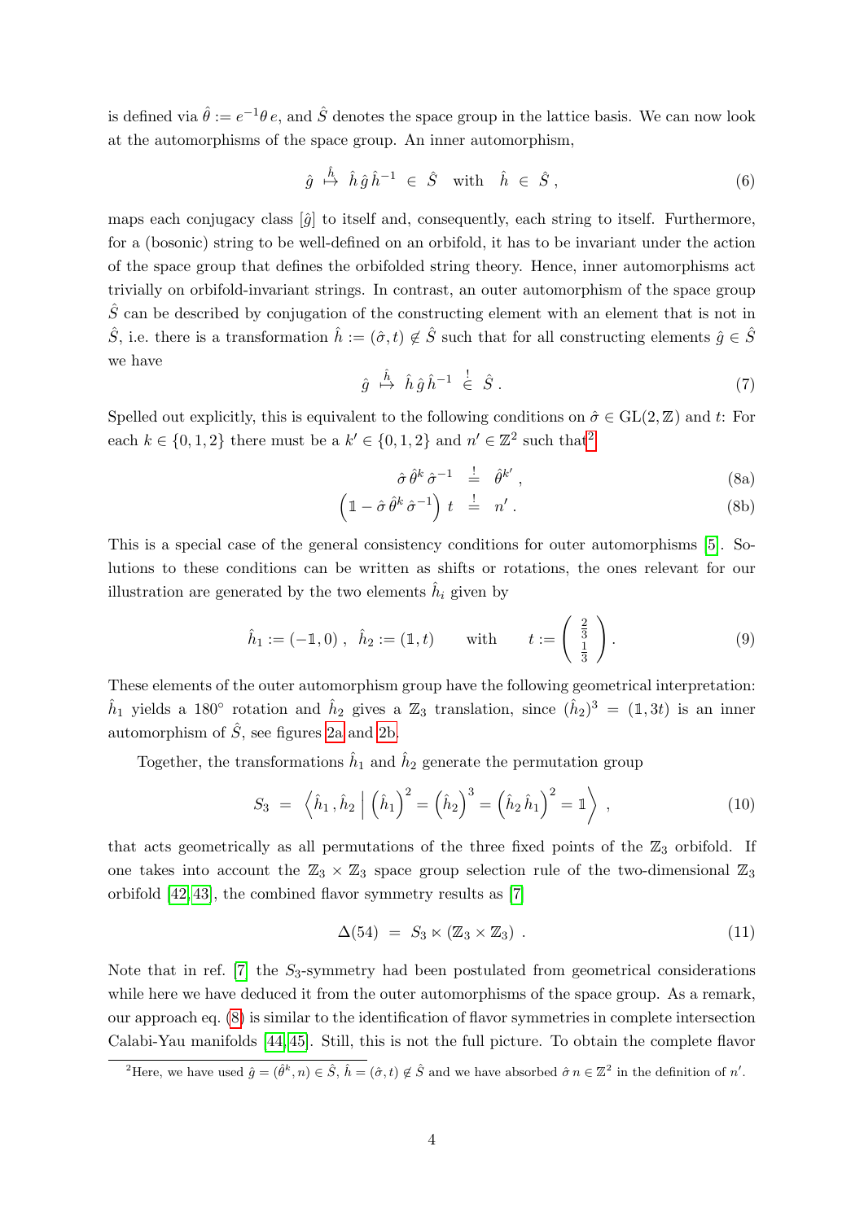is defined via $\hat{\theta} := e^{-1}\theta\, e$, and $\hat{S}$ denotes the space group in the lattice basis. We can now look at the automorphisms of the space group. An inner automorphism,

$$\hat{g} \;\stackrel{\hat{h}}{\mapsto}\; \hat{h}\,\hat{g}\,\hat{h}^{-1} \;\in\; \hat{S} \quad \text{with} \quad \hat{h} \;\in\; \hat{S}\;, \tag{6}$$

maps each conjugacy class $[\hat{g}]$ to itself and, consequently, each string to itself. Furthermore, for a (bosonic) string to be well-defined on an orbifold, it has to be invariant under the action of the space group that defines the orbifolded string theory. Hence, inner automorphisms act trivially on orbifold-invariant strings. In contrast, an outer automorphism of the space group $\hat{S}$ can be described by conjugation of the constructing element with an element that is not in $\hat{S}$, i.e. there is a transformation $\hat{h} := (\hat{\sigma}, t) \notin \hat{S}$ such that for all constructing elements $\hat{g} \in \hat{S}$ we have

$$\hat{g} \;\stackrel{\hat{h}}{\mapsto}\; \hat{h}\,\hat{g}\,\hat{h}^{-1} \;\stackrel{!}{\in}\; \hat{S}\;. \tag{7}$$

Spelled out explicitly, this is equivalent to the following conditions on $\hat{\sigma} \in \mathrm{GL}(2,\mathbb{Z})$ and $t$: For each $k \in \{0,1,2\}$ there must be a $k' \in \{0,1,2\}$ and $n' \in \mathbb{Z}^2$ such that[2]

$$\hat{\sigma}\,\hat{\theta}^k\,\hat{\sigma}^{-1} \;\stackrel{!}{=}\; \hat{\theta}^{k'}\;, \tag{8a}$$

$$\left(\mathbb{1} - \hat{\sigma}\,\hat{\theta}^k\,\hat{\sigma}^{-1}\right)\,t \;\stackrel{!}{=}\; n'\;. \tag{8b}$$

This is a special case of the general consistency conditions for outer automorphisms [5]. Solutions to these conditions can be written as shifts or rotations, the ones relevant for our illustration are generated by the two elements $\hat{h}_i$ given by

$$\hat{h}_1 := (-\mathbb{1}, 0)\;,\;\; \hat{h}_2 := (\mathbb{1}, t) \qquad \text{with} \qquad t := \begin{pmatrix} \frac{2}{3} \\ \frac{1}{3} \end{pmatrix}. \tag{9}$$

These elements of the outer automorphism group have the following geometrical interpretation: $\hat{h}_1$ yields a 180° rotation and $\hat{h}_2$ gives a $\mathbb{Z}_3$ translation, since $(\hat{h}_2)^3 = (\mathbb{1}, 3t)$ is an inner automorphism of $\hat{S}$, see figures 2a and 2b.

Together, the transformations $\hat{h}_1$ and $\hat{h}_2$ generate the permutation group

$$S_3 \;=\; \left\langle \hat{h}_1\,,\hat{h}_2 \;\middle|\; \left(\hat{h}_1\right)^2 = \left(\hat{h}_2\right)^3 = \left(\hat{h}_2\,\hat{h}_1\right)^2 = \mathbb{1} \right\rangle\;, \tag{10}$$

that acts geometrically as all permutations of the three fixed points of the $\mathbb{Z}_3$ orbifold. If one takes into account the $\mathbb{Z}_3 \times \mathbb{Z}_3$ space group selection rule of the two-dimensional $\mathbb{Z}_3$ orbifold [42,43], the combined flavor symmetry results as [7]

$$\Delta(54) \;=\; S_3 \ltimes (\mathbb{Z}_3 \times \mathbb{Z}_3)\;. \tag{11}$$

Note that in ref. [7] the $S_3$-symmetry had been postulated from geometrical considerations while here we have deduced it from the outer automorphisms of the space group. As a remark, our approach eq. (8) is similar to the identification of flavor symmetries in complete intersection Calabi-Yau manifolds [44,45]. Still, this is not the full picture. To obtain the complete flavor

[2] Here, we have used $\hat{g} = (\hat{\theta}^k, n) \in \hat{S}$, $\hat{h} = (\hat{\sigma}, t) \notin \hat{S}$ and we have absorbed $\hat{\sigma}\,n \in \mathbb{Z}^2$ in the definition of $n'$.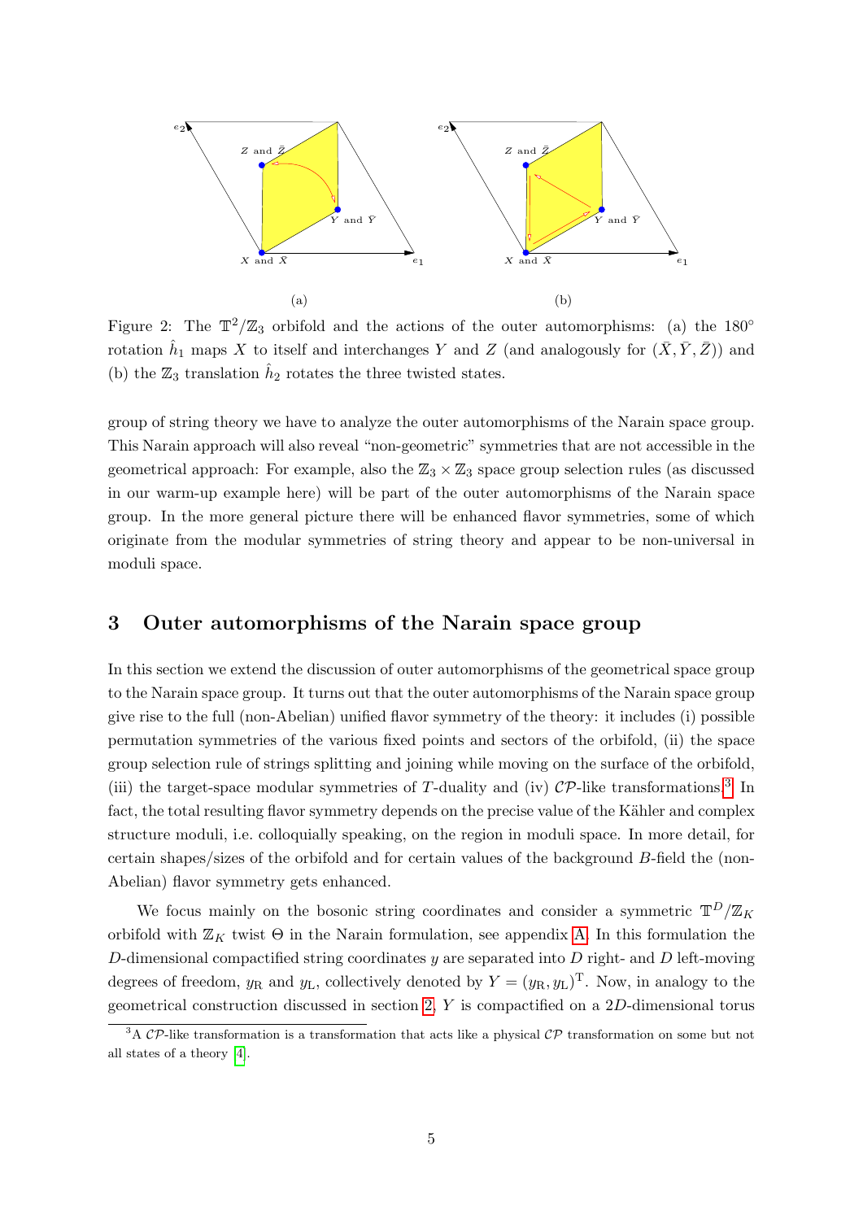Figure 2: The $\mathbb{T}^2/\mathbb{Z}_3$ orbifold and the actions of the outer automorphisms: (a) the 180° rotation $\hat{h}_1$ maps $X$ to itself and interchanges $Y$ and $Z$ (and analogously for $(\bar{X}, \bar{Y}, \bar{Z})$) and (b) the $\mathbb{Z}_3$ translation $\hat{h}_2$ rotates the three twisted states.

group of string theory we have to analyze the outer automorphisms of the Narain space group. This Narain approach will also reveal "non-geometric" symmetries that are not accessible in the geometrical approach: For example, also the $\mathbb{Z}_3 \times \mathbb{Z}_3$ space group selection rules (as discussed in our warm-up example here) will be part of the outer automorphisms of the Narain space group. In the more general picture there will be enhanced flavor symmetries, some of which originate from the modular symmetries of string theory and appear to be non-universal in moduli space.

## 3 Outer automorphisms of the Narain space group

In this section we extend the discussion of outer automorphisms of the geometrical space group to the Narain space group. It turns out that the outer automorphisms of the Narain space group give rise to the full (non-Abelian) unified flavor symmetry of the theory: it includes (i) possible permutation symmetries of the various fixed points and sectors of the orbifold, (ii) the space group selection rule of strings splitting and joining while moving on the surface of the orbifold, (iii) the target-space modular symmetries of $T$-duality and (iv) $\mathcal{CP}$-like transformations.[3] In fact, the total resulting flavor symmetry depends on the precise value of the Kähler and complex structure moduli, i.e. colloquially speaking, on the region in moduli space. In more detail, for certain shapes/sizes of the orbifold and for certain values of the background $B$-field the (non-Abelian) flavor symmetry gets enhanced.

We focus mainly on the bosonic string coordinates and consider a symmetric $\mathbb{T}^D/\mathbb{Z}_K$ orbifold with $\mathbb{Z}_K$ twist $\Theta$ in the Narain formulation, see appendix A. In this formulation the $D$-dimensional compactified string coordinates $y$ are separated into $D$ right- and $D$ left-moving degrees of freedom, $y_\mathrm{R}$ and $y_\mathrm{L}$, collectively denoted by $Y = (y_\mathrm{R}, y_\mathrm{L})^\mathrm{T}$. Now, in analogy to the geometrical construction discussed in section 2, $Y$ is compactified on a $2D$-dimensional torus

[3] A $\mathcal{CP}$-like transformation is a transformation that acts like a physical $\mathcal{CP}$ transformation on some but not all states of a theory [4].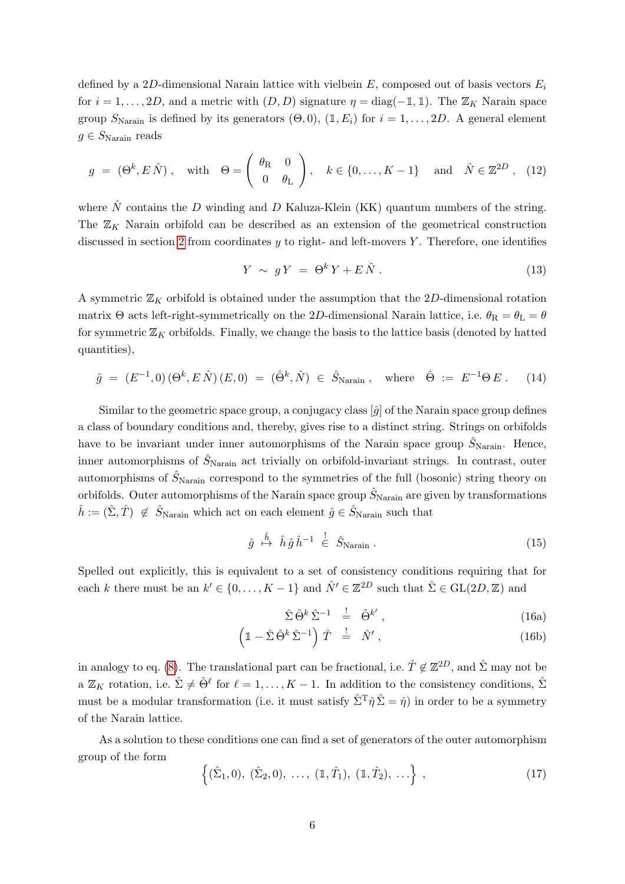defined by a $2D$-dimensional Narain lattice with vielbein $E$, composed out of basis vectors $E_i$ for $i = 1, \ldots, 2D$, and a metric with $(D, D)$ signature $\eta = \mathrm{diag}(-\mathbb{1}, \mathbb{1})$. The $\mathbb{Z}_K$ Narain space group $S_{\text{Narain}}$ is defined by its generators $(\Theta, 0)$, $(\mathbb{1}, E_i)$ for $i = 1, \ldots, 2D$. A general element $g \in S_{\text{Narain}}$ reads

$$g \;=\; (\Theta^k, E\,\hat{N})\;, \quad \text{with} \quad \Theta = \begin{pmatrix} \theta_{\mathrm{R}} & 0 \\ 0 & \theta_{\mathrm{L}} \end{pmatrix}, \quad k \in \{0, \ldots, K-1\} \quad \text{and} \quad \hat{N} \in \mathbb{Z}^{2D}\;, \tag{12}$$

where $\hat{N}$ contains the $D$ winding and $D$ Kaluza-Klein (KK) quantum numbers of the string. The $\mathbb{Z}_K$ Narain orbifold can be described as an extension of the geometrical construction discussed in section 2 from coordinates $y$ to right- and left-movers $Y$. Therefore, one identifies

$$Y \;\sim\; g\,Y \;=\; \Theta^k\,Y + E\,\hat{N}\;. \tag{13}$$

A symmetric $\mathbb{Z}_K$ orbifold is obtained under the assumption that the $2D$-dimensional rotation matrix $\Theta$ acts left-right-symmetrically on the $2D$-dimensional Narain lattice, i.e. $\theta_{\mathrm{R}} = \theta_{\mathrm{L}} = \theta$ for symmetric $\mathbb{Z}_K$ orbifolds. Finally, we change the basis to the lattice basis (denoted by hatted quantities),

$$\hat{g} \;=\; (E^{-1}, 0)\,(\Theta^k, E\,\hat{N})\,(E, 0) \;=\; (\hat{\Theta}^k, \hat{N}) \;\in\; \hat{S}_{\text{Narain}}\;, \quad \text{where} \quad \hat{\Theta} \;:=\; E^{-1}\Theta\,E\;. \tag{14}$$

Similar to the geometric space group, a conjugacy class $[\hat{g}]$ of the Narain space group defines a class of boundary conditions and, thereby, gives rise to a distinct string. Strings on orbifolds have to be invariant under inner automorphisms of the Narain space group $\hat{S}_{\text{Narain}}$. Hence, inner automorphisms of $\hat{S}_{\text{Narain}}$ act trivially on orbifold-invariant strings. In contrast, outer automorphisms of $\hat{S}_{\text{Narain}}$ correspond to the symmetries of the full (bosonic) string theory on orbifolds. Outer automorphisms of the Narain space group $\hat{S}_{\text{Narain}}$ are given by transformations $\hat{h} := (\hat{\Sigma}, \hat{T}) \;\notin\; \hat{S}_{\text{Narain}}$ which act on each element $\hat{g} \in \hat{S}_{\text{Narain}}$ such that

$$\hat{g} \;\overset{\hat{h}}{\mapsto}\; \hat{h}\,\hat{g}\,\hat{h}^{-1} \;\overset{!}{\in}\; \hat{S}_{\text{Narain}}\;. \tag{15}$$

Spelled out explicitly, this is equivalent to a set of consistency conditions requiring that for each $k$ there must be an $k' \in \{0, \ldots, K-1\}$ and $\hat{N}' \in \mathbb{Z}^{2D}$ such that $\hat{\Sigma} \in \mathrm{GL}(2D, \mathbb{Z})$ and

$$\hat{\Sigma}\,\hat{\Theta}^k\,\hat{\Sigma}^{-1} \;\overset{!}{=}\; \hat{\Theta}^{k'}\;, \tag{16a}$$

$$\left(\mathbb{1} - \hat{\Sigma}\,\hat{\Theta}^k\,\hat{\Sigma}^{-1}\right)\hat{T} \;\overset{!}{=}\; \hat{N}'\;, \tag{16b}$$

in analogy to eq. (8). The translational part can be fractional, i.e. $\hat{T} \notin \mathbb{Z}^{2D}$, and $\hat{\Sigma}$ may not be a $\mathbb{Z}_K$ rotation, i.e. $\hat{\Sigma} \neq \hat{\Theta}^\ell$ for $\ell = 1, \ldots, K-1$. In addition to the consistency conditions, $\hat{\Sigma}$ must be a modular transformation (i.e. it must satisfy $\hat{\Sigma}^{\mathrm{T}}\hat{\eta}\,\hat{\Sigma} = \hat{\eta}$) in order to be a symmetry of the Narain lattice.

As a solution to these conditions one can find a set of generators of the outer automorphism group of the form

$$\Big\{(\hat{\Sigma}_1, 0),\; (\hat{\Sigma}_2, 0),\; \ldots,\; (\mathbb{1}, \hat{T}_1),\; (\mathbb{1}, \hat{T}_2),\; \ldots\Big\}\;, \tag{17}$$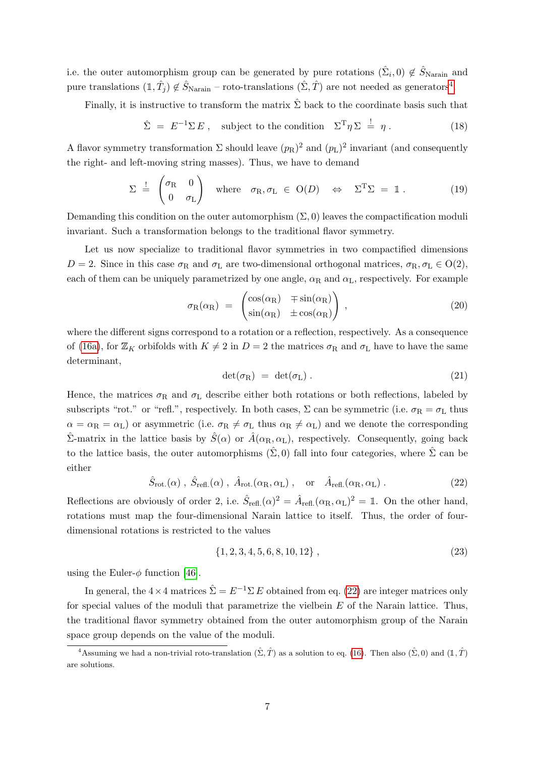i.e. the outer automorphism group can be generated by pure rotations $(\hat{\Sigma}_i, 0) \notin \hat{S}_{\text{Narain}}$ and pure translations $(\mathbb{1}, \hat{T}_j) \notin \hat{S}_{\text{Narain}}$ – roto-translations $(\hat{\Sigma}, \hat{T})$ are not needed as generators[4].

Finally, it is instructive to transform the matrix $\hat{\Sigma}$ back to the coordinate basis such that

$$\hat{\Sigma} \;=\; E^{-1} \Sigma \, E \;, \quad \text{subject to the condition} \quad \Sigma^{\mathrm{T}} \eta \, \Sigma \;\stackrel{!}{=}\; \eta \;. \tag{18}$$

A flavor symmetry transformation $\Sigma$ should leave $(p_{\mathrm{R}})^2$ and $(p_{\mathrm{L}})^2$ invariant (and consequently the right- and left-moving string masses). Thus, we have to demand

$$\Sigma \;\stackrel{!}{=}\; \begin{pmatrix} \sigma_{\mathrm{R}} & 0 \\ 0 & \sigma_{\mathrm{L}} \end{pmatrix} \quad \text{where} \quad \sigma_{\mathrm{R}}, \sigma_{\mathrm{L}} \;\in\; \mathrm{O}(D) \quad \Leftrightarrow \quad \Sigma^{\mathrm{T}} \Sigma \;=\; \mathbb{1} \;. \tag{19}$$

Demanding this condition on the outer automorphism $(\Sigma, 0)$ leaves the compactification moduli invariant. Such a transformation belongs to the traditional flavor symmetry.

Let us now specialize to traditional flavor symmetries in two compactified dimensions $D = 2$. Since in this case $\sigma_{\mathrm{R}}$ and $\sigma_{\mathrm{L}}$ are two-dimensional orthogonal matrices, $\sigma_{\mathrm{R}}, \sigma_{\mathrm{L}} \in \mathrm{O}(2)$, each of them can be uniquely parametrized by one angle, $\alpha_{\mathrm{R}}$ and $\alpha_{\mathrm{L}}$, respectively. For example

$$\sigma_{\mathrm{R}}(\alpha_{\mathrm{R}}) \;=\; \begin{pmatrix} \cos(\alpha_{\mathrm{R}}) & \mp\sin(\alpha_{\mathrm{R}}) \\ \sin(\alpha_{\mathrm{R}}) & \pm\cos(\alpha_{\mathrm{R}}) \end{pmatrix} \;, \tag{20}$$

where the different signs correspond to a rotation or a reflection, respectively. As a consequence of (16a), for $\mathbb{Z}_K$ orbifolds with $K \neq 2$ in $D = 2$ the matrices $\sigma_{\mathrm{R}}$ and $\sigma_{\mathrm{L}}$ have to have the same determinant,

$$\det(\sigma_{\mathrm{R}}) \;=\; \det(\sigma_{\mathrm{L}}) \;. \tag{21}$$

Hence, the matrices $\sigma_{\mathrm{R}}$ and $\sigma_{\mathrm{L}}$ describe either both rotations or both reflections, labeled by subscripts "rot." or "refl.", respectively. In both cases, $\Sigma$ can be symmetric (i.e. $\sigma_{\mathrm{R}} = \sigma_{\mathrm{L}}$ thus $\alpha = \alpha_{\mathrm{R}} = \alpha_{\mathrm{L}}$) or asymmetric (i.e. $\sigma_{\mathrm{R}} \neq \sigma_{\mathrm{L}}$ thus $\alpha_{\mathrm{R}} \neq \alpha_{\mathrm{L}}$) and we denote the corresponding $\hat{\Sigma}$-matrix in the lattice basis by $\hat{S}(\alpha)$ or $\hat{A}(\alpha_{\mathrm{R}}, \alpha_{\mathrm{L}})$, respectively. Consequently, going back to the lattice basis, the outer automorphisms $(\hat{\Sigma}, 0)$ fall into four categories, where $\hat{\Sigma}$ can be either

$$\hat{S}_{\text{rot.}}(\alpha) \;,\; \hat{S}_{\text{refl.}}(\alpha) \;,\; \hat{A}_{\text{rot.}}(\alpha_{\mathrm{R}}, \alpha_{\mathrm{L}}) \;, \quad \text{or} \quad \hat{A}_{\text{refl.}}(\alpha_{\mathrm{R}}, \alpha_{\mathrm{L}}) \;. \tag{22}$$

Reflections are obviously of order 2, i.e. $\hat{S}_{\text{refl.}}(\alpha)^2 = \hat{A}_{\text{refl.}}(\alpha_{\mathrm{R}}, \alpha_{\mathrm{L}})^2 = \mathbb{1}$. On the other hand, rotations must map the four-dimensional Narain lattice to itself. Thus, the order of four-dimensional rotations is restricted to the values

$$\{1, 2, 3, 4, 5, 6, 8, 10, 12\} \;, \tag{23}$$

using the Euler-$\phi$ function [46].

In general, the $4 \times 4$ matrices $\hat{\Sigma} = E^{-1} \Sigma \, E$ obtained from eq. (22) are integer matrices only for special values of the moduli that parametrize the vielbein $E$ of the Narain lattice. Thus, the traditional flavor symmetry obtained from the outer automorphism group of the Narain space group depends on the value of the moduli.

[4] Assuming we had a non-trivial roto-translation $(\hat{\Sigma}, \hat{T})$ as a solution to eq. (16). Then also $(\hat{\Sigma}, 0)$ and $(\mathbb{1}, \hat{T})$ are solutions.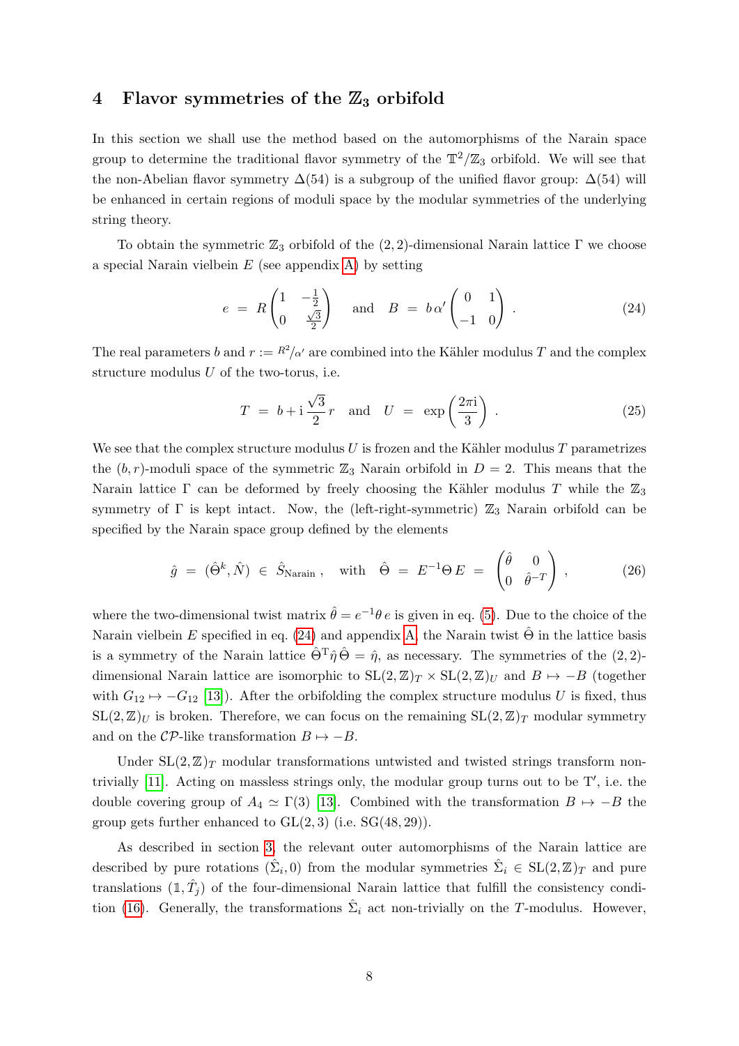## 4 Flavor symmetries of the $\mathbb{Z}_3$ orbifold

In this section we shall use the method based on the automorphisms of the Narain space group to determine the traditional flavor symmetry of the $\mathbb{T}^2/\mathbb{Z}_3$ orbifold. We will see that the non-Abelian flavor symmetry $\Delta(54)$ is a subgroup of the unified flavor group: $\Delta(54)$ will be enhanced in certain regions of moduli space by the modular symmetries of the underlying string theory.

To obtain the symmetric $\mathbb{Z}_3$ orbifold of the $(2,2)$-dimensional Narain lattice $\Gamma$ we choose a special Narain vielbein $E$ (see appendix A) by setting

$$
e \;=\; R\begin{pmatrix}1 & -\frac{1}{2}\\ 0 & \frac{\sqrt{3}}{2}\end{pmatrix} \quad\text{and}\quad B \;=\; b\,\alpha'\begin{pmatrix}0 & 1\\ -1 & 0\end{pmatrix}\;. \tag{24}
$$

The real parameters $b$ and $r := {}^{R^2}\!/\alpha'$ are combined into the Kähler modulus $T$ and the complex structure modulus $U$ of the two-torus, i.e.

$$
T \;=\; b + \mathrm{i}\,\frac{\sqrt{3}}{2}\,r \quad\text{and}\quad U \;=\; \exp\left(\frac{2\pi\mathrm{i}}{3}\right)\;. \tag{25}
$$

We see that the complex structure modulus $U$ is frozen and the Kähler modulus $T$ parametrizes the $(b,r)$-moduli space of the symmetric $\mathbb{Z}_3$ Narain orbifold in $D=2$. This means that the Narain lattice $\Gamma$ can be deformed by freely choosing the Kähler modulus $T$ while the $\mathbb{Z}_3$ symmetry of $\Gamma$ is kept intact. Now, the (left-right-symmetric) $\mathbb{Z}_3$ Narain orbifold can be specified by the Narain space group defined by the elements

$$
\hat{g} \;=\; (\hat{\Theta}^k,\hat{N}) \;\in\; \hat{S}_{\text{Narain}}\;,\quad\text{with}\quad \hat{\Theta} \;=\; E^{-1}\Theta\,E \;=\; \begin{pmatrix}\hat{\theta} & 0\\ 0 & \hat{\theta}^{-T}\end{pmatrix}\;, \tag{26}
$$

where the two-dimensional twist matrix $\hat{\theta} = e^{-1}\theta\,e$ is given in eq. (5). Due to the choice of the Narain vielbein $E$ specified in eq. (24) and appendix A, the Narain twist $\hat{\Theta}$ in the lattice basis is a symmetry of the Narain lattice $\hat{\Theta}^{\mathrm{T}}\hat{\eta}\,\hat{\Theta} = \hat{\eta}$, as necessary. The symmetries of the $(2,2)$-dimensional Narain lattice are isomorphic to $\mathrm{SL}(2,\mathbb{Z})_T \times \mathrm{SL}(2,\mathbb{Z})_U$ and $B \mapsto -B$ (together with $G_{12} \mapsto -G_{12}$ [13]). After the orbifolding the complex structure modulus $U$ is fixed, thus $\mathrm{SL}(2,\mathbb{Z})_U$ is broken. Therefore, we can focus on the remaining $\mathrm{SL}(2,\mathbb{Z})_T$ modular symmetry and on the $\mathcal{CP}$-like transformation $B \mapsto -B$.

Under $\mathrm{SL}(2,\mathbb{Z})_T$ modular transformations untwisted and twisted strings transform non-trivially [11]. Acting on massless strings only, the modular group turns out to be $\mathrm{T}'$, i.e. the double covering group of $A_4 \simeq \Gamma(3)$ [13]. Combined with the transformation $B \mapsto -B$ the group gets further enhanced to $\mathrm{GL}(2,3)$ (i.e. $\mathrm{SG}(48,29)$).

As described in section 3, the relevant outer automorphisms of the Narain lattice are described by pure rotations $(\hat{\Sigma}_i, 0)$ from the modular symmetries $\hat{\Sigma}_i \in \mathrm{SL}(2,\mathbb{Z})_T$ and pure translations $(\mathbb{1},\hat{T}_j)$ of the four-dimensional Narain lattice that fulfill the consistency condition (16). Generally, the transformations $\hat{\Sigma}_i$ act non-trivially on the $T$-modulus. However,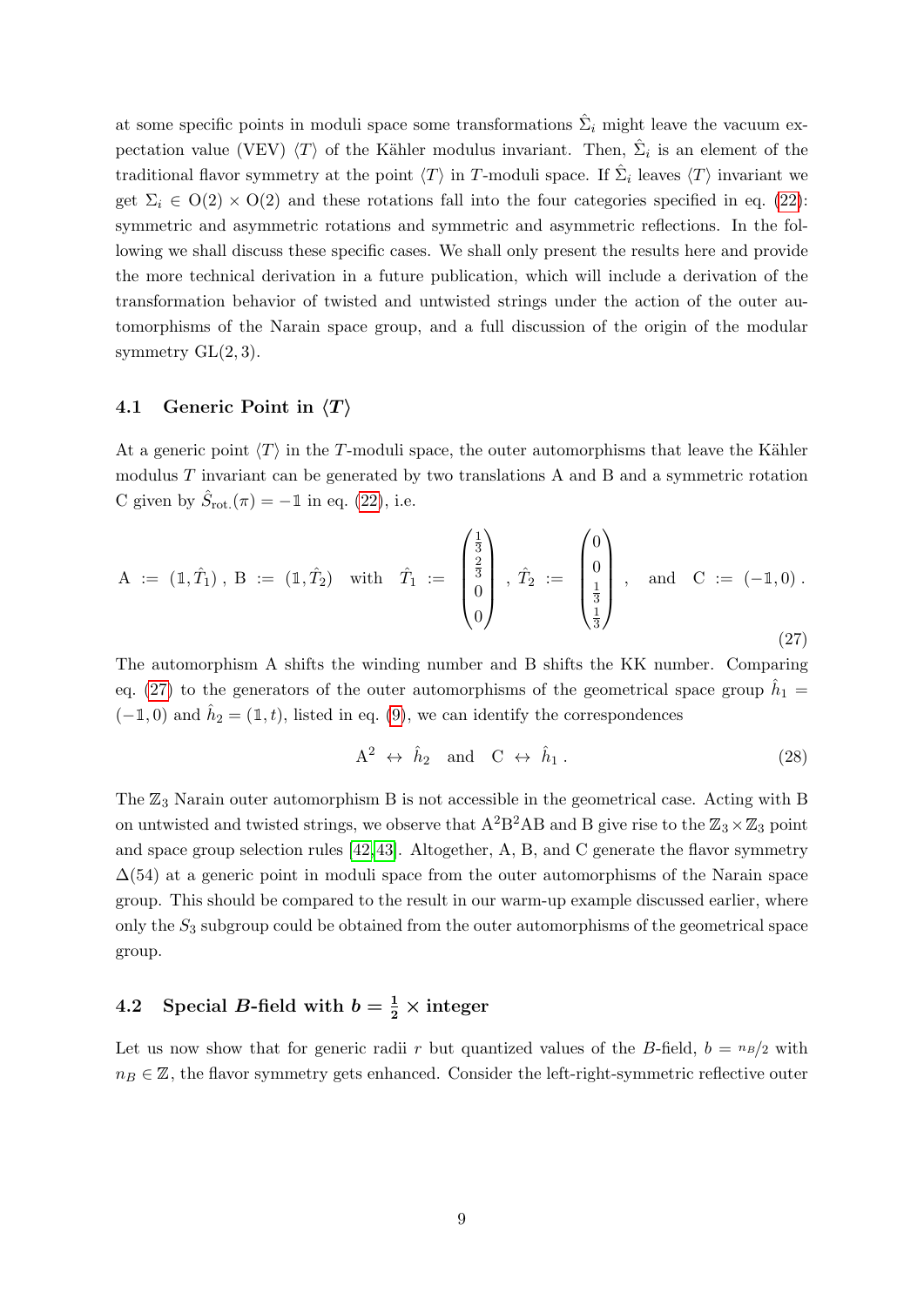at some specific points in moduli space some transformations $\hat{\Sigma}_i$ might leave the vacuum expectation value (VEV) $\langle T \rangle$ of the Kähler modulus invariant. Then, $\hat{\Sigma}_i$ is an element of the traditional flavor symmetry at the point $\langle T \rangle$ in $T$-moduli space. If $\hat{\Sigma}_i$ leaves $\langle T \rangle$ invariant we get $\Sigma_i \in \mathrm{O}(2) \times \mathrm{O}(2)$ and these rotations fall into the four categories specified in eq. (22): symmetric and asymmetric rotations and symmetric and asymmetric reflections. In the following we shall discuss these specific cases. We shall only present the results here and provide the more technical derivation in a future publication, which will include a derivation of the transformation behavior of twisted and untwisted strings under the action of the outer automorphisms of the Narain space group, and a full discussion of the origin of the modular symmetry $\mathrm{GL}(2,3)$.

### 4.1 Generic Point in $\langle T \rangle$

At a generic point $\langle T \rangle$ in the $T$-moduli space, the outer automorphisms that leave the Kähler modulus $T$ invariant can be generated by two translations A and B and a symmetric rotation C given by $\hat{S}_{\text{rot.}}(\pi) = -\mathbb{1}$ in eq. (22), i.e.

$$\mathrm{A} := (\mathbb{1}, \hat{T}_1)\,,\ \mathrm{B} := (\mathbb{1}, \hat{T}_2) \quad \text{with} \quad \hat{T}_1 := \begin{pmatrix} \frac{1}{3} \\ \frac{2}{3} \\ 0 \\ 0 \end{pmatrix}\,,\ \hat{T}_2 := \begin{pmatrix} 0 \\ 0 \\ \frac{1}{3} \\ \frac{1}{3} \end{pmatrix}\,, \quad \text{and} \quad \mathrm{C} := (-\mathbb{1}, 0)\,. \tag{27}$$

The automorphism A shifts the winding number and B shifts the KK number. Comparing eq. (27) to the generators of the outer automorphisms of the geometrical space group $\hat{h}_1 = (-\mathbb{1}, 0)$ and $\hat{h}_2 = (\mathbb{1}, t)$, listed in eq. (9), we can identify the correspondences

$$\mathrm{A}^2 \leftrightarrow \hat{h}_2 \quad \text{and} \quad \mathrm{C} \leftrightarrow \hat{h}_1\,. \tag{28}$$

The $\mathbb{Z}_3$ Narain outer automorphism B is not accessible in the geometrical case. Acting with B on untwisted and twisted strings, we observe that $\mathrm{A}^2\mathrm{B}^2\mathrm{AB}$ and B give rise to the $\mathbb{Z}_3 \times \mathbb{Z}_3$ point and space group selection rules [42,43]. Altogether, A, B, and C generate the flavor symmetry $\Delta(54)$ at a generic point in moduli space from the outer automorphisms of the Narain space group. This should be compared to the result in our warm-up example discussed earlier, where only the $S_3$ subgroup could be obtained from the outer automorphisms of the geometrical space group.

### 4.2 Special $B$-field with $b = \frac{1}{2} \times$ integer

Let us now show that for generic radii $r$ but quantized values of the $B$-field, $b = n_B/2$ with $n_B \in \mathbb{Z}$, the flavor symmetry gets enhanced. Consider the left-right-symmetric reflective outer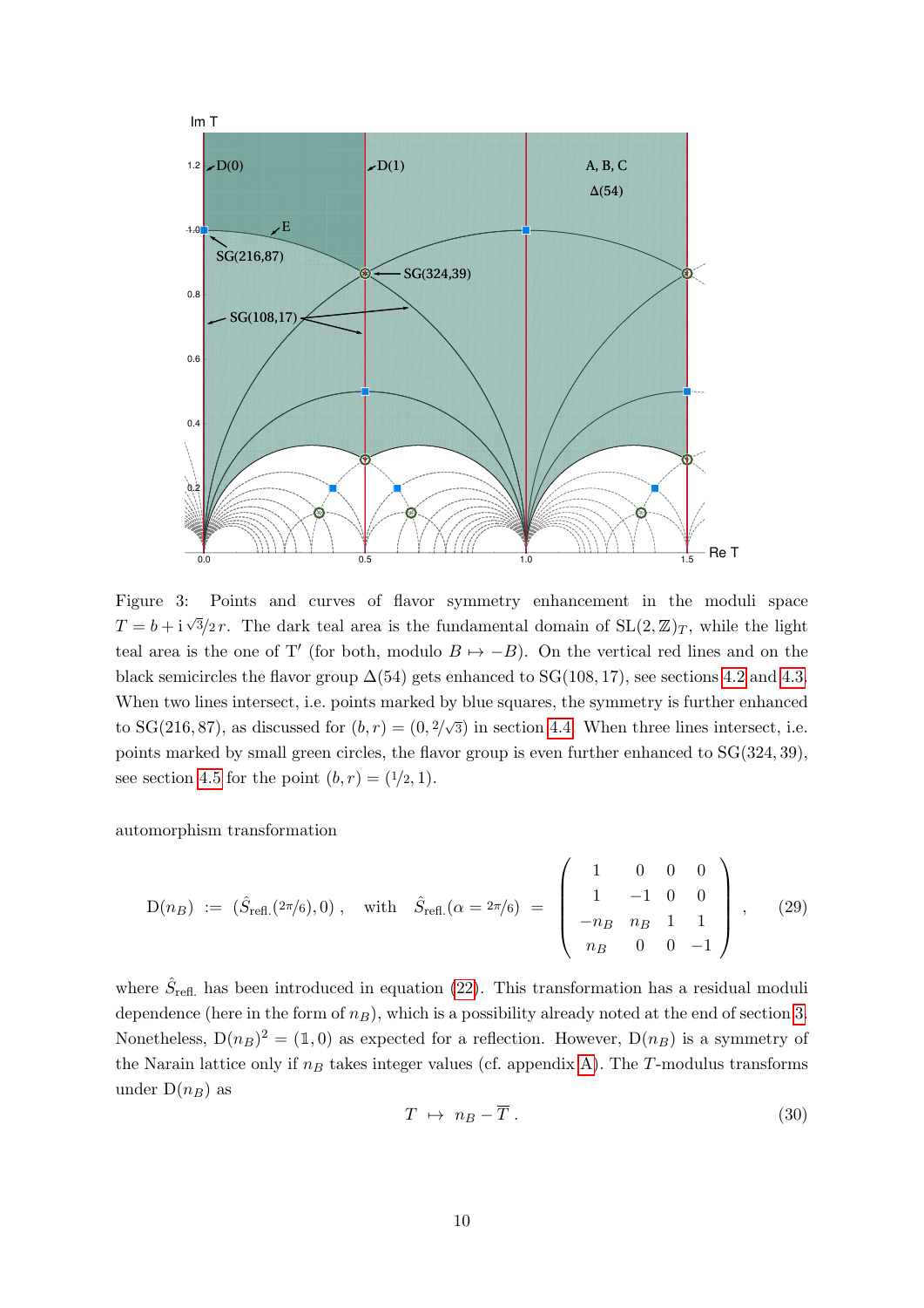Figure 3: Points and curves of flavor symmetry enhancement in the moduli space $T = b + \mathrm{i}\,\sqrt{3}/2\,r$. The dark teal area is the fundamental domain of $\mathrm{SL}(2,\mathbb{Z})_T$, while the light teal area is the one of $\mathrm{T}'$ (for both, modulo $B \mapsto -B$). On the vertical red lines and on the black semicircles the flavor group $\Delta(54)$ gets enhanced to $\mathrm{SG}(108,17)$, see sections 4.2 and 4.3. When two lines intersect, i.e. points marked by blue squares, the symmetry is further enhanced to $\mathrm{SG}(216,87)$, as discussed for $(b,r) = (0, 2/\sqrt{3})$ in section 4.4. When three lines intersect, i.e. points marked by small green circles, the flavor group is even further enhanced to $\mathrm{SG}(324,39)$, see section 4.5 for the point $(b,r) = (1/2, 1)$.

automorphism transformation

$$\mathrm{D}(n_B) \;:=\; (\hat{S}_{\mathrm{refl.}}(2\pi/6), 0)\;, \quad \text{with} \quad \hat{S}_{\mathrm{refl.}}(\alpha = 2\pi/6) \;=\; \begin{pmatrix} 1 & 0 & 0 & 0 \\ 1 & -1 & 0 & 0 \\ -n_B & n_B & 1 & 1 \\ n_B & 0 & 0 & -1 \end{pmatrix}\;, \tag{29}$$

where $\hat{S}_{\mathrm{refl.}}$ has been introduced in equation (22). This transformation has a residual moduli dependence (here in the form of $n_B$), which is a possibility already noted at the end of section 3. Nonetheless, $\mathrm{D}(n_B)^2 = (\mathbb{1}, 0)$ as expected for a reflection. However, $\mathrm{D}(n_B)$ is a symmetry of the Narain lattice only if $n_B$ takes integer values (cf. appendix A). The $T$-modulus transforms under $\mathrm{D}(n_B)$ as

$$T \;\mapsto\; n_B - \overline{T}\;. \tag{30}$$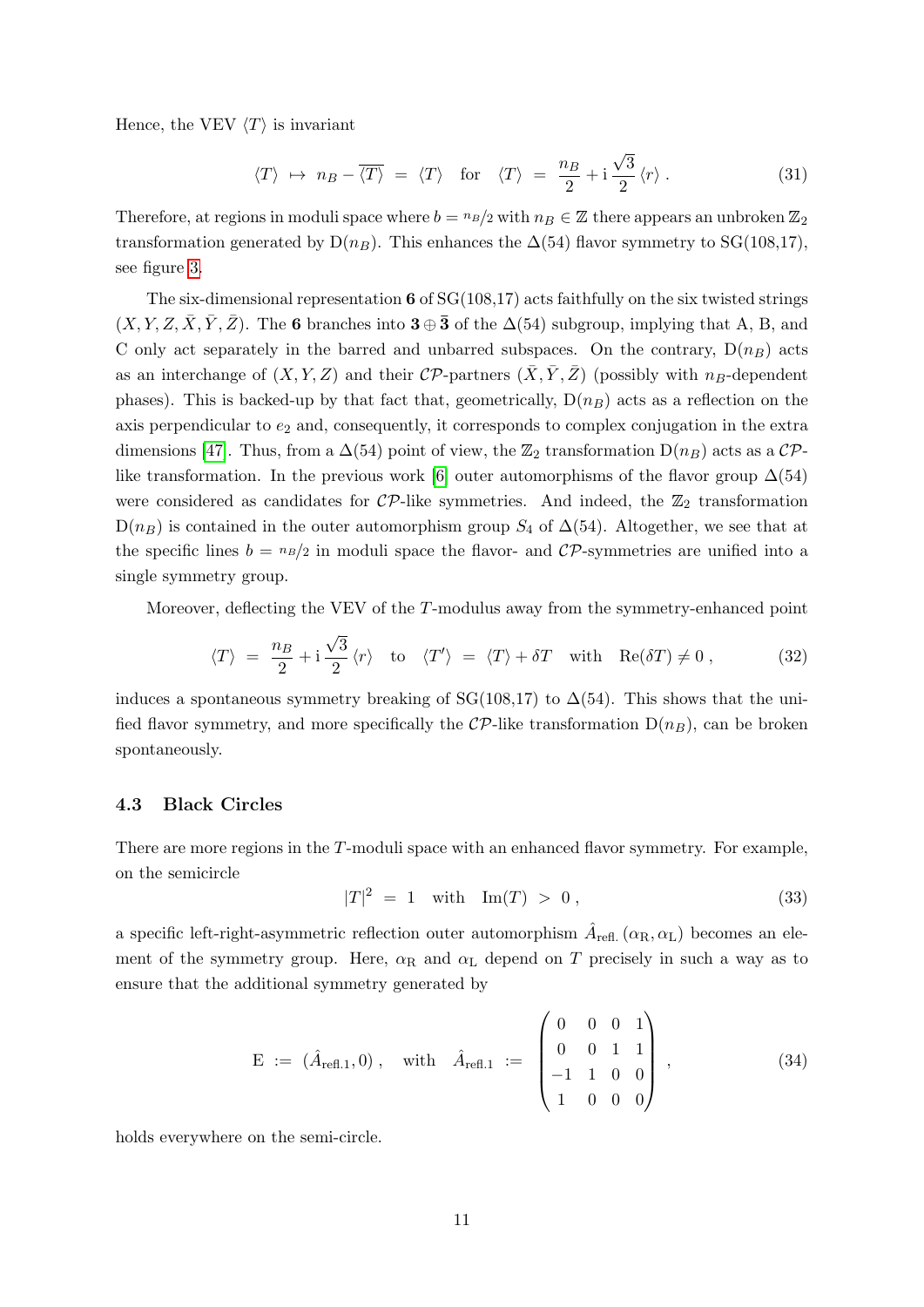Hence, the VEV $\langle T \rangle$ is invariant

$$\langle T \rangle \;\mapsto\; n_B - \overline{\langle T \rangle} \;=\; \langle T \rangle \quad \text{for} \quad \langle T \rangle \;=\; \frac{n_B}{2} + \mathrm{i}\,\frac{\sqrt{3}}{2}\,\langle r \rangle\;. \tag{31}$$

Therefore, at regions in moduli space where $b = {}^{n_B}\!/_2$ with $n_B \in \mathbb{Z}$ there appears an unbroken $\mathbb{Z}_2$ transformation generated by $\mathrm{D}(n_B)$. This enhances the $\Delta(54)$ flavor symmetry to SG(108,17), see figure 3.

The six-dimensional representation $\mathbf{6}$ of SG(108,17) acts faithfully on the six twisted strings $(X, Y, Z, \bar{X}, \bar{Y}, \bar{Z})$. The $\mathbf{6}$ branches into $\mathbf{3} \oplus \bar{\mathbf{3}}$ of the $\Delta(54)$ subgroup, implying that A, B, and C only act separately in the barred and unbarred subspaces. On the contrary, $\mathrm{D}(n_B)$ acts as an interchange of $(X, Y, Z)$ and their $\mathcal{CP}$-partners $(\bar{X}, \bar{Y}, \bar{Z})$ (possibly with $n_B$-dependent phases). This is backed-up by that fact that, geometrically, $\mathrm{D}(n_B)$ acts as a reflection on the axis perpendicular to $e_2$ and, consequently, it corresponds to complex conjugation in the extra dimensions [47]. Thus, from a $\Delta(54)$ point of view, the $\mathbb{Z}_2$ transformation $\mathrm{D}(n_B)$ acts as a $\mathcal{CP}$-like transformation. In the previous work [6] outer automorphisms of the flavor group $\Delta(54)$ were considered as candidates for $\mathcal{CP}$-like symmetries. And indeed, the $\mathbb{Z}_2$ transformation $\mathrm{D}(n_B)$ is contained in the outer automorphism group $S_4$ of $\Delta(54)$. Altogether, we see that at the specific lines $b = {}^{n_B}\!/_2$ in moduli space the flavor- and $\mathcal{CP}$-symmetries are unified into a single symmetry group.

Moreover, deflecting the VEV of the $T$-modulus away from the symmetry-enhanced point

$$\langle T \rangle \;=\; \frac{n_B}{2} + \mathrm{i}\,\frac{\sqrt{3}}{2}\,\langle r \rangle \quad \text{to} \quad \langle T' \rangle \;=\; \langle T \rangle + \delta T \quad \text{with} \quad \mathrm{Re}(\delta T) \neq 0\;, \tag{32}$$

induces a spontaneous symmetry breaking of SG(108,17) to $\Delta(54)$. This shows that the unified flavor symmetry, and more specifically the $\mathcal{CP}$-like transformation $\mathrm{D}(n_B)$, can be broken spontaneously.

### 4.3 Black Circles

There are more regions in the $T$-moduli space with an enhanced flavor symmetry. For example, on the semicircle

$$|T|^2 \;=\; 1 \quad \text{with} \quad \mathrm{Im}(T) \;>\; 0\;, \tag{33}$$

a specific left-right-asymmetric reflection outer automorphism $\hat{A}_{\text{refl.}}\,(\alpha_{\mathrm{R}}, \alpha_{\mathrm{L}})$ becomes an element of the symmetry group. Here, $\alpha_{\mathrm{R}}$ and $\alpha_{\mathrm{L}}$ depend on $T$ precisely in such a way as to ensure that the additional symmetry generated by

$$\mathrm{E} \;:=\; (\hat{A}_{\text{refl.1}}, 0)\;, \quad \text{with} \quad \hat{A}_{\text{refl.1}} \;:=\; \begin{pmatrix} 0 & 0 & 0 & 1 \\ 0 & 0 & 1 & 1 \\ -1 & 1 & 0 & 0 \\ 1 & 0 & 0 & 0 \end{pmatrix}\;, \tag{34}$$

holds everywhere on the semi-circle.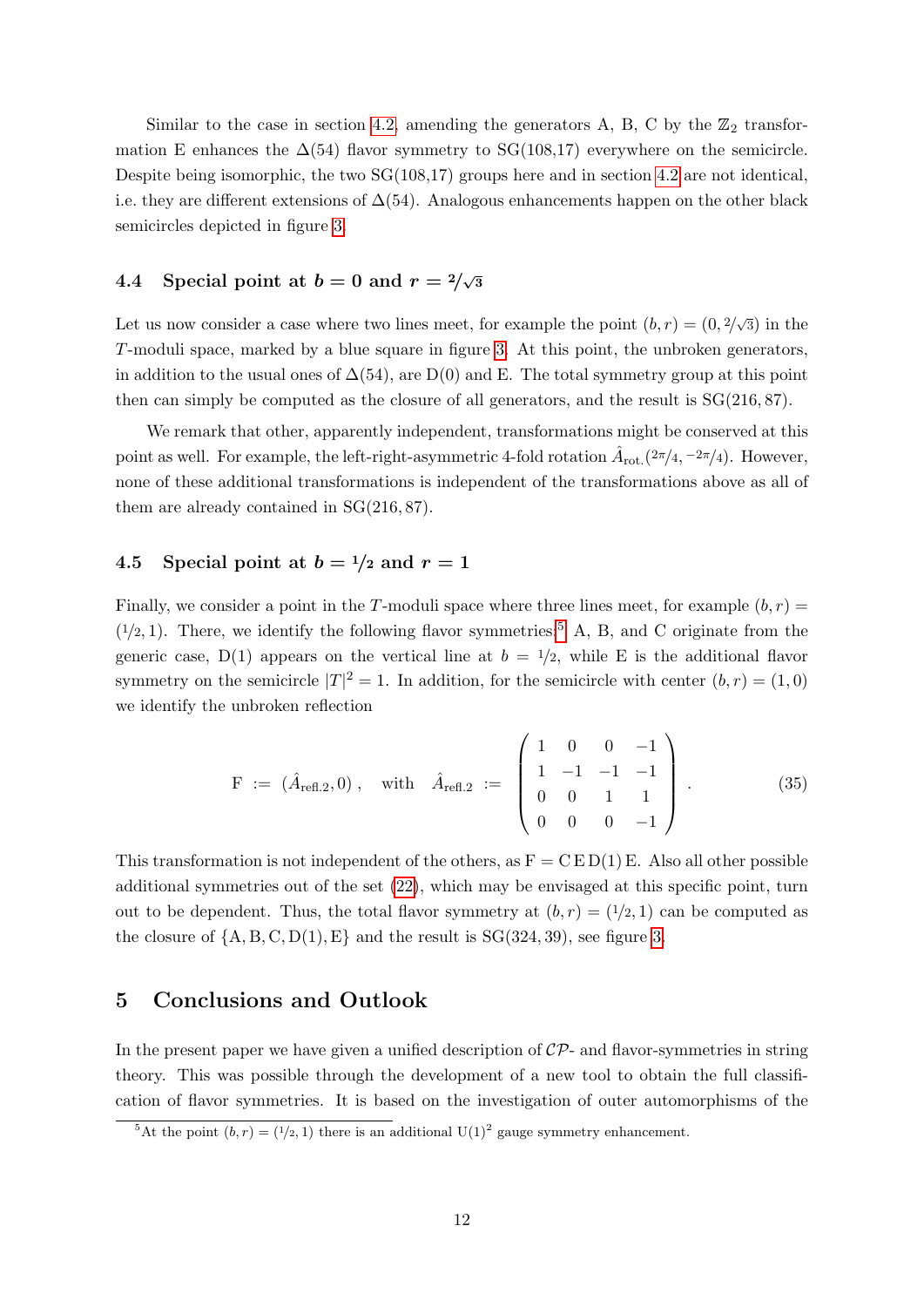Similar to the case in section 4.2, amending the generators A, B, C by the $\mathbb{Z}_2$ transformation E enhances the $\Delta(54)$ flavor symmetry to SG(108,17) everywhere on the semicircle. Despite being isomorphic, the two SG(108,17) groups here and in section 4.2 are not identical, i.e. they are different extensions of $\Delta(54)$. Analogous enhancements happen on the other black semicircles depicted in figure 3.

### 4.4 Special point at $b = 0$ and $r = 2/\sqrt{3}$

Let us now consider a case where two lines meet, for example the point $(b, r) = (0, 2/\sqrt{3})$ in the $T$-moduli space, marked by a blue square in figure 3. At this point, the unbroken generators, in addition to the usual ones of $\Delta(54)$, are D(0) and E. The total symmetry group at this point then can simply be computed as the closure of all generators, and the result is SG(216, 87).

We remark that other, apparently independent, transformations might be conserved at this point as well. For example, the left-right-asymmetric 4-fold rotation $\hat{A}_{\text{rot.}}(2\pi/4, -2\pi/4)$. However, none of these additional transformations is independent of the transformations above as all of them are already contained in SG(216, 87).

### 4.5 Special point at $b = 1/2$ and $r = 1$

Finally, we consider a point in the $T$-moduli space where three lines meet, for example $(b, r) = (1/2, 1)$. There, we identify the following flavor symmetries:[5] A, B, and C originate from the generic case, D(1) appears on the vertical line at $b = 1/2$, while E is the additional flavor symmetry on the semicircle $|T|^2 = 1$. In addition, for the semicircle with center $(b, r) = (1, 0)$ we identify the unbroken reflection

$$\text{F} \;:=\; (\hat{A}_{\text{refl.2}}, 0)\;, \quad \text{with} \quad \hat{A}_{\text{refl.2}} \;:=\; \begin{pmatrix} 1 & 0 & 0 & -1 \\ 1 & -1 & -1 & -1 \\ 0 & 0 & 1 & 1 \\ 0 & 0 & 0 & -1 \end{pmatrix}\,. \tag{35}$$

This transformation is not independent of the others, as $\text{F} = \text{C}\,\text{E}\,\text{D}(1)\,\text{E}$. Also all other possible additional symmetries out of the set (22), which may be envisaged at this specific point, turn out to be dependent. Thus, the total flavor symmetry at $(b, r) = (1/2, 1)$ can be computed as the closure of $\{\text{A}, \text{B}, \text{C}, \text{D}(1), \text{E}\}$ and the result is SG(324, 39), see figure 3.

## 5 Conclusions and Outlook

In the present paper we have given a unified description of $\mathcal{CP}$- and flavor-symmetries in string theory. This was possible through the development of a new tool to obtain the full classification of flavor symmetries. It is based on the investigation of outer automorphisms of the

[5] At the point $(b, r) = (1/2, 1)$ there is an additional $\text{U}(1)^2$ gauge symmetry enhancement.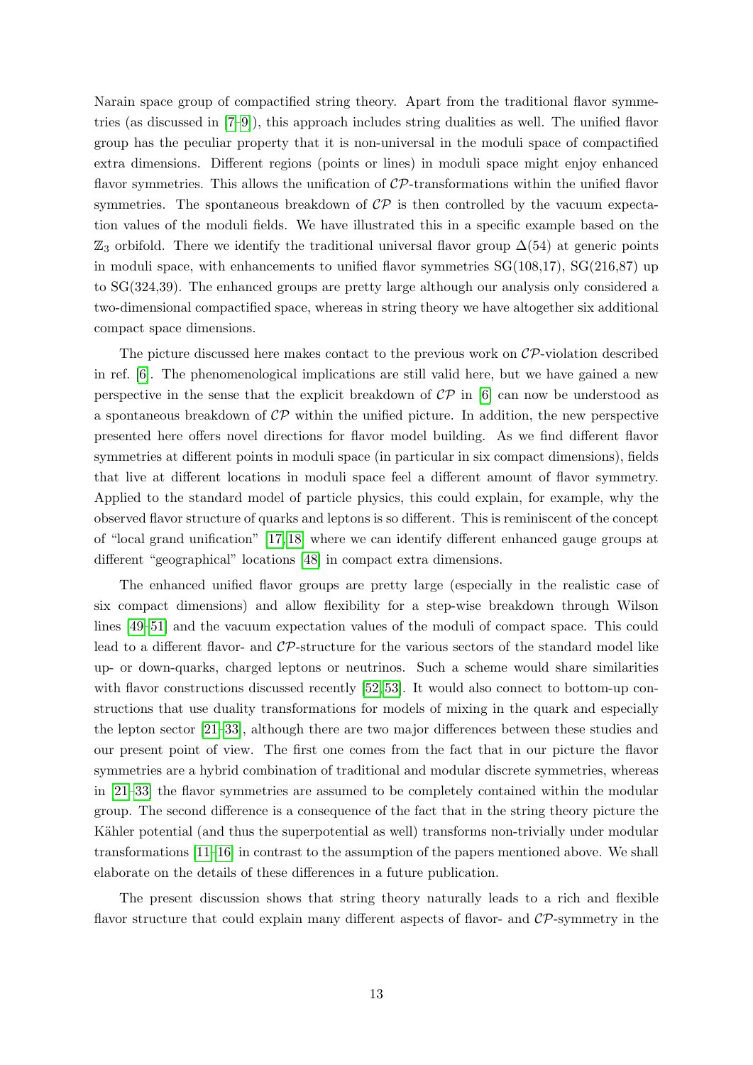Narain space group of compactified string theory. Apart from the traditional flavor symmetries (as discussed in [7–9]), this approach includes string dualities as well. The unified flavor group has the peculiar property that it is non-universal in the moduli space of compactified extra dimensions. Different regions (points or lines) in moduli space might enjoy enhanced flavor symmetries. This allows the unification of $\mathcal{CP}$-transformations within the unified flavor symmetries. The spontaneous breakdown of $\mathcal{CP}$ is then controlled by the vacuum expectation values of the moduli fields. We have illustrated this in a specific example based on the $\mathbb{Z}_3$ orbifold. There we identify the traditional universal flavor group $\Delta(54)$ at generic points in moduli space, with enhancements to unified flavor symmetries SG(108,17), SG(216,87) up to SG(324,39). The enhanced groups are pretty large although our analysis only considered a two-dimensional compactified space, whereas in string theory we have altogether six additional compact space dimensions.

The picture discussed here makes contact to the previous work on $\mathcal{CP}$-violation described in ref. [6]. The phenomenological implications are still valid here, but we have gained a new perspective in the sense that the explicit breakdown of $\mathcal{CP}$ in [6] can now be understood as a spontaneous breakdown of $\mathcal{CP}$ within the unified picture. In addition, the new perspective presented here offers novel directions for flavor model building. As we find different flavor symmetries at different points in moduli space (in particular in six compact dimensions), fields that live at different locations in moduli space feel a different amount of flavor symmetry. Applied to the standard model of particle physics, this could explain, for example, why the observed flavor structure of quarks and leptons is so different. This is reminiscent of the concept of "local grand unification" [17, 18] where we can identify different enhanced gauge groups at different "geographical" locations [48] in compact extra dimensions.

The enhanced unified flavor groups are pretty large (especially in the realistic case of six compact dimensions) and allow flexibility for a step-wise breakdown through Wilson lines [49–51] and the vacuum expectation values of the moduli of compact space. This could lead to a different flavor- and $\mathcal{CP}$-structure for the various sectors of the standard model like up- or down-quarks, charged leptons or neutrinos. Such a scheme would share similarities with flavor constructions discussed recently [52, 53]. It would also connect to bottom-up constructions that use duality transformations for models of mixing in the quark and especially the lepton sector [21–33], although there are two major differences between these studies and our present point of view. The first one comes from the fact that in our picture the flavor symmetries are a hybrid combination of traditional and modular discrete symmetries, whereas in [21–33] the flavor symmetries are assumed to be completely contained within the modular group. The second difference is a consequence of the fact that in the string theory picture the Kähler potential (and thus the superpotential as well) transforms non-trivially under modular transformations [11–16] in contrast to the assumption of the papers mentioned above. We shall elaborate on the details of these differences in a future publication.

The present discussion shows that string theory naturally leads to a rich and flexible flavor structure that could explain many different aspects of flavor- and $\mathcal{CP}$-symmetry in the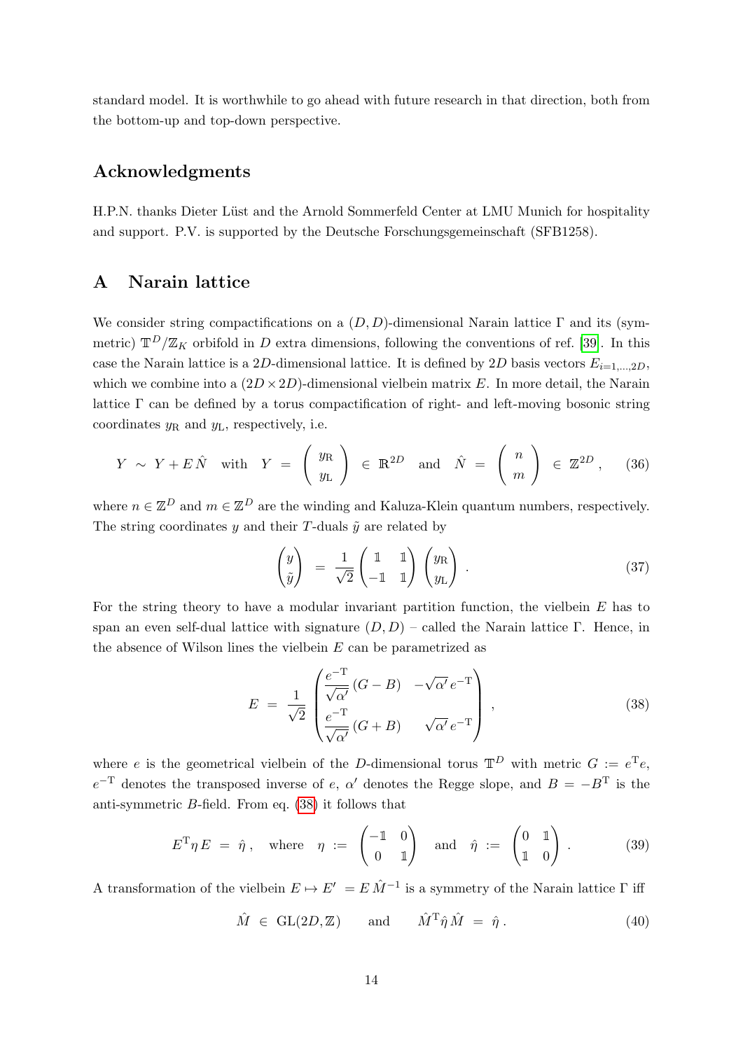standard model. It is worthwhile to go ahead with future research in that direction, both from the bottom-up and top-down perspective.

## Acknowledgments

H.P.N. thanks Dieter Lüst and the Arnold Sommerfeld Center at LMU Munich for hospitality and support. P.V. is supported by the Deutsche Forschungsgemeinschaft (SFB1258).

## A Narain lattice

We consider string compactifications on a $(D,D)$-dimensional Narain lattice $\Gamma$ and its (symmetric) $\mathbb{T}^D/\mathbb{Z}_K$ orbifold in $D$ extra dimensions, following the conventions of ref. [39]. In this case the Narain lattice is a $2D$-dimensional lattice. It is defined by $2D$ basis vectors $E_{i=1,\ldots,2D}$, which we combine into a $(2D\times 2D)$-dimensional vielbein matrix $E$. In more detail, the Narain lattice $\Gamma$ can be defined by a torus compactification of right- and left-moving bosonic string coordinates $y_\mathrm{R}$ and $y_\mathrm{L}$, respectively, i.e.

$$
Y \;\sim\; Y + E\,\hat{N} \quad \text{with} \quad Y \;=\; \begin{pmatrix} y_\mathrm{R} \\ y_\mathrm{L} \end{pmatrix} \;\in\; \mathbb{R}^{2D} \quad \text{and} \quad \hat{N} \;=\; \begin{pmatrix} n \\ m \end{pmatrix} \;\in\; \mathbb{Z}^{2D}\,, \tag{36}
$$

where $n \in \mathbb{Z}^D$ and $m \in \mathbb{Z}^D$ are the winding and Kaluza-Klein quantum numbers, respectively. The string coordinates $y$ and their $T$-duals $\tilde{y}$ are related by

$$
\begin{pmatrix} y \\ \tilde{y} \end{pmatrix} \;=\; \frac{1}{\sqrt{2}} \begin{pmatrix} \mathbb{1} & \mathbb{1} \\ -\mathbb{1} & \mathbb{1} \end{pmatrix} \begin{pmatrix} y_\mathrm{R} \\ y_\mathrm{L} \end{pmatrix}\,. \tag{37}
$$

For the string theory to have a modular invariant partition function, the vielbein $E$ has to span an even self-dual lattice with signature $(D,D)$ – called the Narain lattice $\Gamma$. Hence, in the absence of Wilson lines the vielbein $E$ can be parametrized as

$$
E \;=\; \frac{1}{\sqrt{2}} \begin{pmatrix} \dfrac{e^{-\mathrm{T}}}{\sqrt{\alpha'}}\,(G-B) & -\sqrt{\alpha'}\,e^{-\mathrm{T}} \\ \dfrac{e^{-\mathrm{T}}}{\sqrt{\alpha'}}\,(G+B) & \sqrt{\alpha'}\,e^{-\mathrm{T}} \end{pmatrix}\,, \tag{38}
$$

where $e$ is the geometrical vielbein of the $D$-dimensional torus $\mathbb{T}^D$ with metric $G := e^\mathrm{T} e$, $e^{-\mathrm{T}}$ denotes the transposed inverse of $e$, $\alpha'$ denotes the Regge slope, and $B = -B^\mathrm{T}$ is the anti-symmetric $B$-field. From eq. (38) it follows that

$$
E^\mathrm{T} \eta\, E \;=\; \hat{\eta}\,, \quad \text{where} \quad \eta \;:=\; \begin{pmatrix} -\mathbb{1} & 0 \\ 0 & \mathbb{1} \end{pmatrix} \quad \text{and} \quad \hat{\eta} \;:=\; \begin{pmatrix} 0 & \mathbb{1} \\ \mathbb{1} & 0 \end{pmatrix}\,. \tag{39}
$$

A transformation of the vielbein $E \mapsto E' \;= E\,\hat{M}^{-1}$ is a symmetry of the Narain lattice $\Gamma$ iff

$$
\hat{M} \;\in\; \mathrm{GL}(2D,\mathbb{Z}) \qquad \text{and} \qquad \hat{M}^\mathrm{T} \hat{\eta}\, \hat{M} \;=\; \hat{\eta}\,. \tag{40}
$$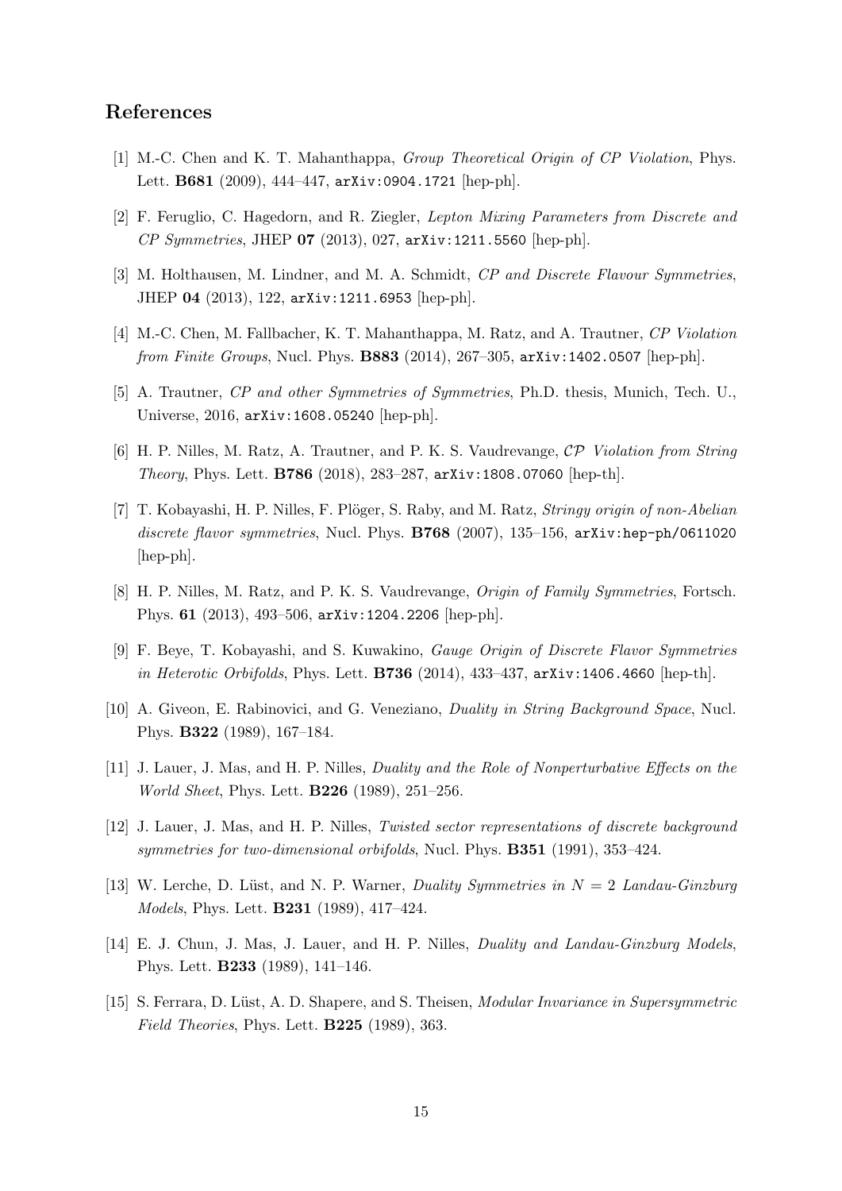## References

[1] M.-C. Chen and K. T. Mahanthappa, *Group Theoretical Origin of CP Violation*, Phys. Lett. **B681** (2009), 444–447, `arXiv:0904.1721` [hep-ph].

[2] F. Feruglio, C. Hagedorn, and R. Ziegler, *Lepton Mixing Parameters from Discrete and CP Symmetries*, JHEP **07** (2013), 027, `arXiv:1211.5560` [hep-ph].

[3] M. Holthausen, M. Lindner, and M. A. Schmidt, *CP and Discrete Flavour Symmetries*, JHEP **04** (2013), 122, `arXiv:1211.6953` [hep-ph].

[4] M.-C. Chen, M. Fallbacher, K. T. Mahanthappa, M. Ratz, and A. Trautner, *CP Violation from Finite Groups*, Nucl. Phys. **B883** (2014), 267–305, `arXiv:1402.0507` [hep-ph].

[5] A. Trautner, *CP and other Symmetries of Symmetries*, Ph.D. thesis, Munich, Tech. U., Universe, 2016, `arXiv:1608.05240` [hep-ph].

[6] H. P. Nilles, M. Ratz, A. Trautner, and P. K. S. Vaudrevange, *$\mathcal{CP}$ Violation from String Theory*, Phys. Lett. **B786** (2018), 283–287, `arXiv:1808.07060` [hep-th].

[7] T. Kobayashi, H. P. Nilles, F. Plöger, S. Raby, and M. Ratz, *Stringy origin of non-Abelian discrete flavor symmetries*, Nucl. Phys. **B768** (2007), 135–156, `arXiv:hep-ph/0611020` [hep-ph].

[8] H. P. Nilles, M. Ratz, and P. K. S. Vaudrevange, *Origin of Family Symmetries*, Fortsch. Phys. **61** (2013), 493–506, `arXiv:1204.2206` [hep-ph].

[9] F. Beye, T. Kobayashi, and S. Kuwakino, *Gauge Origin of Discrete Flavor Symmetries in Heterotic Orbifolds*, Phys. Lett. **B736** (2014), 433–437, `arXiv:1406.4660` [hep-th].

[10] A. Giveon, E. Rabinovici, and G. Veneziano, *Duality in String Background Space*, Nucl. Phys. **B322** (1989), 167–184.

[11] J. Lauer, J. Mas, and H. P. Nilles, *Duality and the Role of Nonperturbative Effects on the World Sheet*, Phys. Lett. **B226** (1989), 251–256.

[12] J. Lauer, J. Mas, and H. P. Nilles, *Twisted sector representations of discrete background symmetries for two-dimensional orbifolds*, Nucl. Phys. **B351** (1991), 353–424.

[13] W. Lerche, D. Lüst, and N. P. Warner, *Duality Symmetries in $N = 2$ Landau-Ginzburg Models*, Phys. Lett. **B231** (1989), 417–424.

[14] E. J. Chun, J. Mas, J. Lauer, and H. P. Nilles, *Duality and Landau-Ginzburg Models*, Phys. Lett. **B233** (1989), 141–146.

[15] S. Ferrara, D. Lüst, A. D. Shapere, and S. Theisen, *Modular Invariance in Supersymmetric Field Theories*, Phys. Lett. **B225** (1989), 363.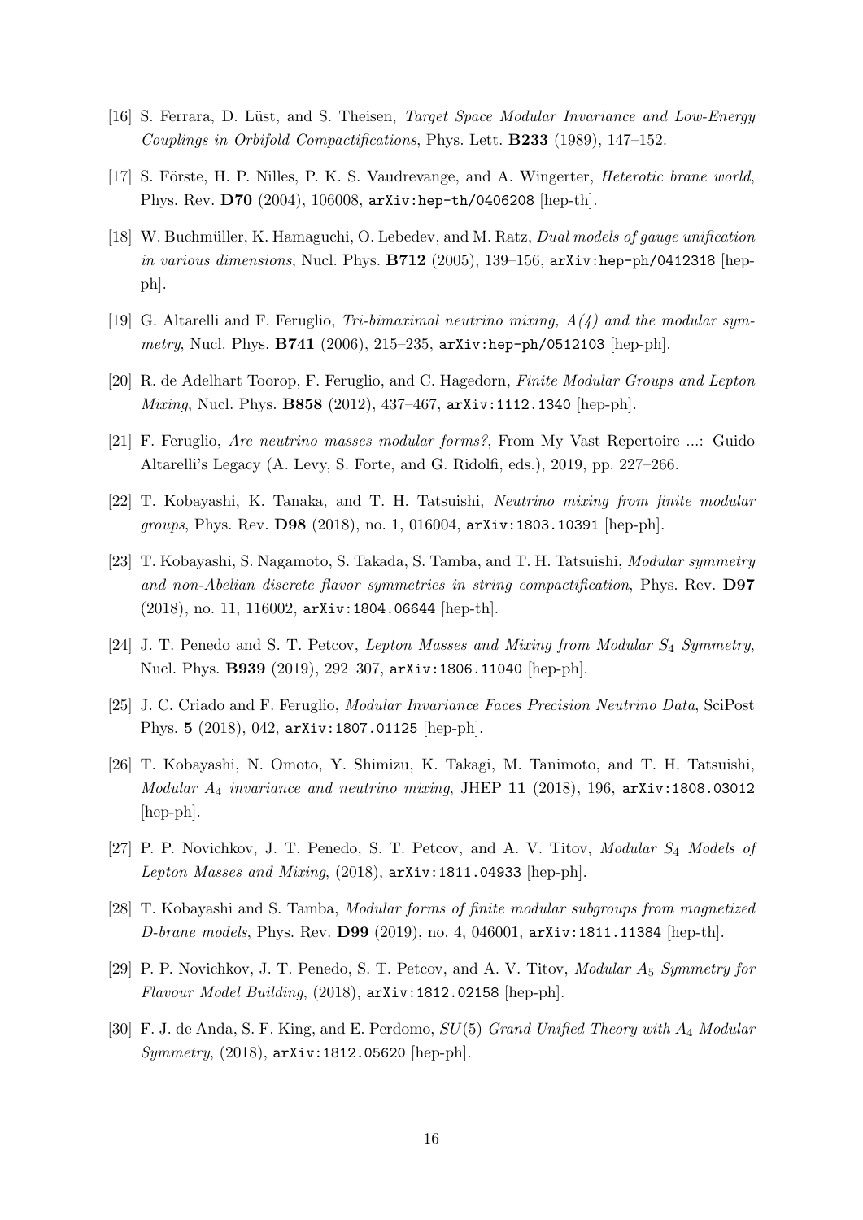[16] S. Ferrara, D. Lüst, and S. Theisen, *Target Space Modular Invariance and Low-Energy Couplings in Orbifold Compactifications*, Phys. Lett. **B233** (1989), 147–152.

[17] S. Förste, H. P. Nilles, P. K. S. Vaudrevange, and A. Wingerter, *Heterotic brane world*, Phys. Rev. **D70** (2004), 106008, `arXiv:hep-th/0406208` [hep-th].

[18] W. Buchmüller, K. Hamaguchi, O. Lebedev, and M. Ratz, *Dual models of gauge unification in various dimensions*, Nucl. Phys. **B712** (2005), 139–156, `arXiv:hep-ph/0412318` [hep-ph].

[19] G. Altarelli and F. Feruglio, *Tri-bimaximal neutrino mixing, A(4) and the modular symmetry*, Nucl. Phys. **B741** (2006), 215–235, `arXiv:hep-ph/0512103` [hep-ph].

[20] R. de Adelhart Toorop, F. Feruglio, and C. Hagedorn, *Finite Modular Groups and Lepton Mixing*, Nucl. Phys. **B858** (2012), 437–467, `arXiv:1112.1340` [hep-ph].

[21] F. Feruglio, *Are neutrino masses modular forms?*, From My Vast Repertoire ...: Guido Altarelli's Legacy (A. Levy, S. Forte, and G. Ridolfi, eds.), 2019, pp. 227–266.

[22] T. Kobayashi, K. Tanaka, and T. H. Tatsuishi, *Neutrino mixing from finite modular groups*, Phys. Rev. **D98** (2018), no. 1, 016004, `arXiv:1803.10391` [hep-ph].

[23] T. Kobayashi, S. Nagamoto, S. Takada, S. Tamba, and T. H. Tatsuishi, *Modular symmetry and non-Abelian discrete flavor symmetries in string compactification*, Phys. Rev. **D97** (2018), no. 11, 116002, `arXiv:1804.06644` [hep-th].

[24] J. T. Penedo and S. T. Petcov, *Lepton Masses and Mixing from Modular $S_4$ Symmetry*, Nucl. Phys. **B939** (2019), 292–307, `arXiv:1806.11040` [hep-ph].

[25] J. C. Criado and F. Feruglio, *Modular Invariance Faces Precision Neutrino Data*, SciPost Phys. **5** (2018), 042, `arXiv:1807.01125` [hep-ph].

[26] T. Kobayashi, N. Omoto, Y. Shimizu, K. Takagi, M. Tanimoto, and T. H. Tatsuishi, *Modular $A_4$ invariance and neutrino mixing*, JHEP **11** (2018), 196, `arXiv:1808.03012` [hep-ph].

[27] P. P. Novichkov, J. T. Penedo, S. T. Petcov, and A. V. Titov, *Modular $S_4$ Models of Lepton Masses and Mixing*, (2018), `arXiv:1811.04933` [hep-ph].

[28] T. Kobayashi and S. Tamba, *Modular forms of finite modular subgroups from magnetized D-brane models*, Phys. Rev. **D99** (2019), no. 4, 046001, `arXiv:1811.11384` [hep-th].

[29] P. P. Novichkov, J. T. Penedo, S. T. Petcov, and A. V. Titov, *Modular $A_5$ Symmetry for Flavour Model Building*, (2018), `arXiv:1812.02158` [hep-ph].

[30] F. J. de Anda, S. F. King, and E. Perdomo, *$SU(5)$ Grand Unified Theory with $A_4$ Modular Symmetry*, (2018), `arXiv:1812.05620` [hep-ph].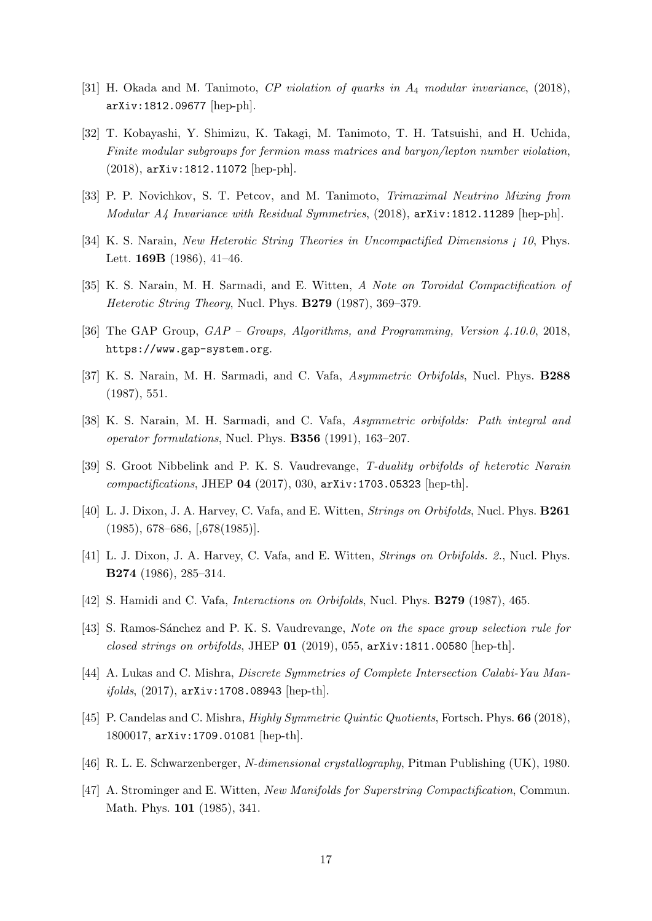[31] H. Okada and M. Tanimoto, *CP violation of quarks in $A_4$ modular invariance*, (2018), arXiv:1812.09677 [hep-ph].

[32] T. Kobayashi, Y. Shimizu, K. Takagi, M. Tanimoto, T. H. Tatsuishi, and H. Uchida, *Finite modular subgroups for fermion mass matrices and baryon/lepton number violation*, (2018), arXiv:1812.11072 [hep-ph].

[33] P. P. Novichkov, S. T. Petcov, and M. Tanimoto, *Trimaximal Neutrino Mixing from Modular A4 Invariance with Residual Symmetries*, (2018), arXiv:1812.11289 [hep-ph].

[34] K. S. Narain, *New Heterotic String Theories in Uncompactified Dimensions ¡ 10*, Phys. Lett. **169B** (1986), 41–46.

[35] K. S. Narain, M. H. Sarmadi, and E. Witten, *A Note on Toroidal Compactification of Heterotic String Theory*, Nucl. Phys. **B279** (1987), 369–379.

[36] The GAP Group, *GAP – Groups, Algorithms, and Programming, Version 4.10.0*, 2018, https://www.gap-system.org.

[37] K. S. Narain, M. H. Sarmadi, and C. Vafa, *Asymmetric Orbifolds*, Nucl. Phys. **B288** (1987), 551.

[38] K. S. Narain, M. H. Sarmadi, and C. Vafa, *Asymmetric orbifolds: Path integral and operator formulations*, Nucl. Phys. **B356** (1991), 163–207.

[39] S. Groot Nibbelink and P. K. S. Vaudrevange, *T-duality orbifolds of heterotic Narain compactifications*, JHEP **04** (2017), 030, arXiv:1703.05323 [hep-th].

[40] L. J. Dixon, J. A. Harvey, C. Vafa, and E. Witten, *Strings on Orbifolds*, Nucl. Phys. **B261** (1985), 678–686, [,678(1985)].

[41] L. J. Dixon, J. A. Harvey, C. Vafa, and E. Witten, *Strings on Orbifolds. 2.*, Nucl. Phys. **B274** (1986), 285–314.

[42] S. Hamidi and C. Vafa, *Interactions on Orbifolds*, Nucl. Phys. **B279** (1987), 465.

[43] S. Ramos-Sánchez and P. K. S. Vaudrevange, *Note on the space group selection rule for closed strings on orbifolds*, JHEP **01** (2019), 055, arXiv:1811.00580 [hep-th].

[44] A. Lukas and C. Mishra, *Discrete Symmetries of Complete Intersection Calabi-Yau Manifolds*, (2017), arXiv:1708.08943 [hep-th].

[45] P. Candelas and C. Mishra, *Highly Symmetric Quintic Quotients*, Fortsch. Phys. **66** (2018), 1800017, arXiv:1709.01081 [hep-th].

[46] R. L. E. Schwarzenberger, *N-dimensional crystallography*, Pitman Publishing (UK), 1980.

[47] A. Strominger and E. Witten, *New Manifolds for Superstring Compactification*, Commun. Math. Phys. **101** (1985), 341.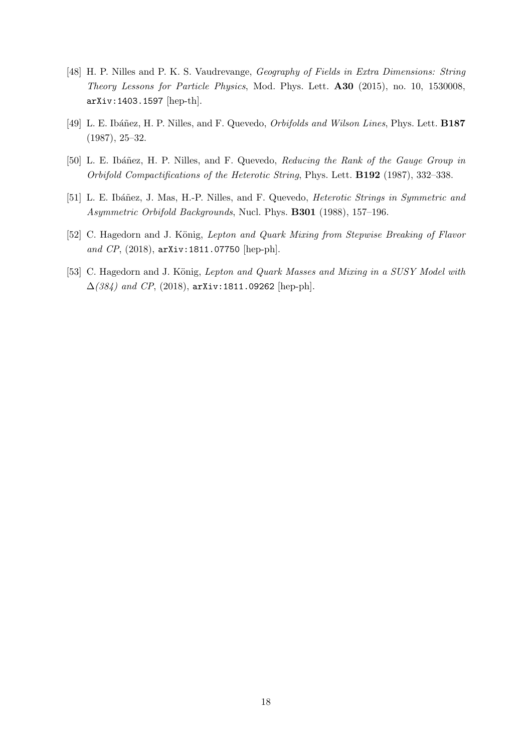[48] H. P. Nilles and P. K. S. Vaudrevange, *Geography of Fields in Extra Dimensions: String Theory Lessons for Particle Physics*, Mod. Phys. Lett. **A30** (2015), no. 10, 1530008, `arXiv:1403.1597` [hep-th].

[49] L. E. Ibáñez, H. P. Nilles, and F. Quevedo, *Orbifolds and Wilson Lines*, Phys. Lett. **B187** (1987), 25–32.

[50] L. E. Ibáñez, H. P. Nilles, and F. Quevedo, *Reducing the Rank of the Gauge Group in Orbifold Compactifications of the Heterotic String*, Phys. Lett. **B192** (1987), 332–338.

[51] L. E. Ibáñez, J. Mas, H.-P. Nilles, and F. Quevedo, *Heterotic Strings in Symmetric and Asymmetric Orbifold Backgrounds*, Nucl. Phys. **B301** (1988), 157–196.

[52] C. Hagedorn and J. König, *Lepton and Quark Mixing from Stepwise Breaking of Flavor and CP*, (2018), `arXiv:1811.07750` [hep-ph].

[53] C. Hagedorn and J. König, *Lepton and Quark Masses and Mixing in a SUSY Model with $\Delta(384)$ and CP*, (2018), `arXiv:1811.09262` [hep-ph].